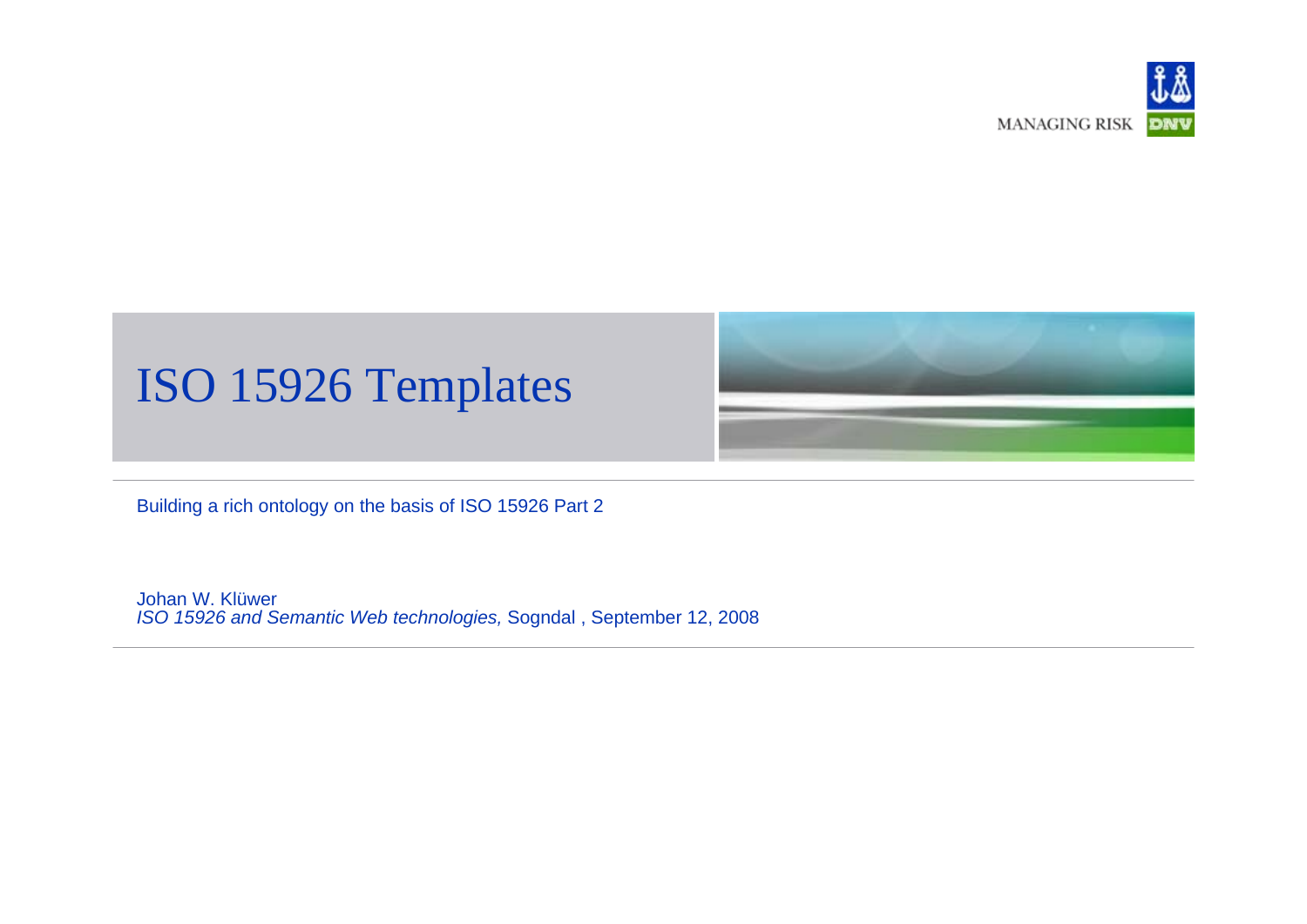MANAGING RISK DNV

# ISO 15926 Templates

Building a rich ontology on the basis of ISO 15926 Part 2

Johan W. Klüwer
*ISO 15926 and Semantic Web technologies,* Sogndal , September 12, 2008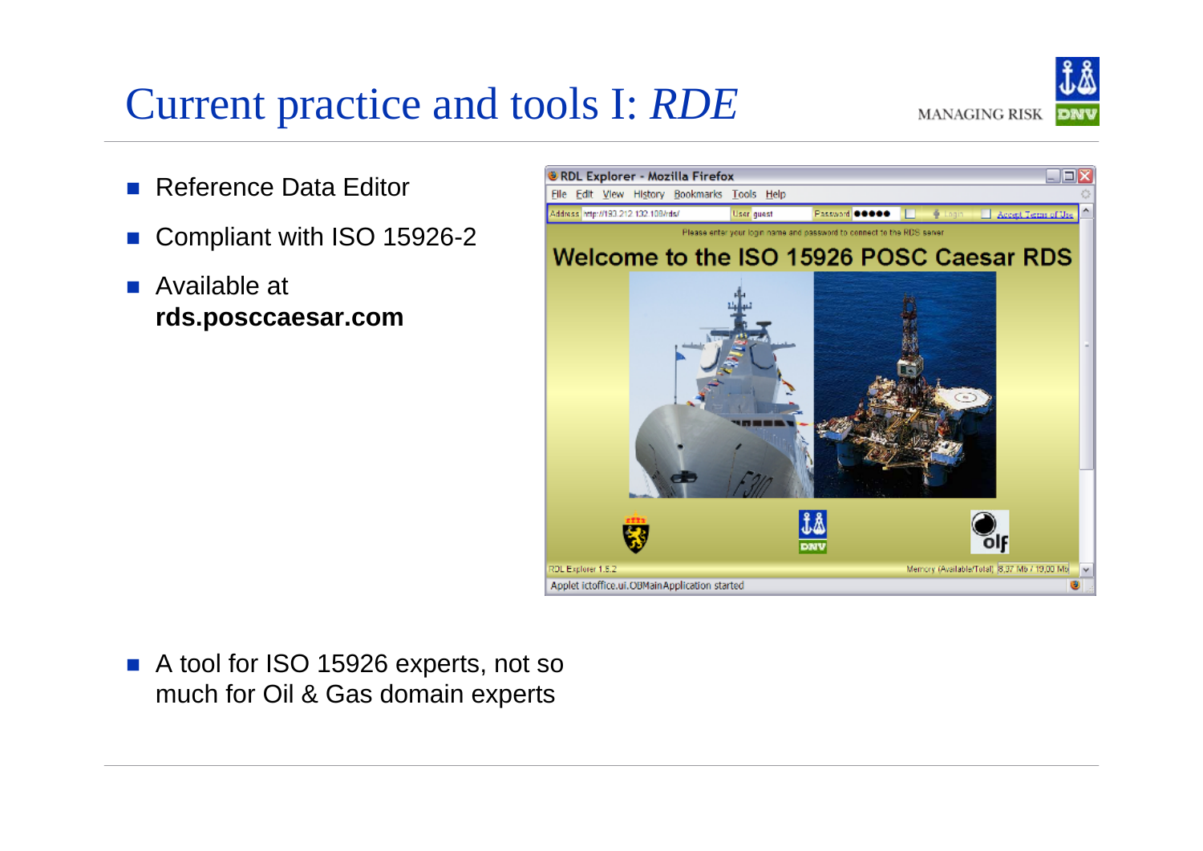# Current practice and tools I: *RDE*

- Reference Data Editor
- Compliant with ISO 15926-2
- Available at **rds.posccaesar.com**

- A tool for ISO 15926 experts, not so much for Oil & Gas domain experts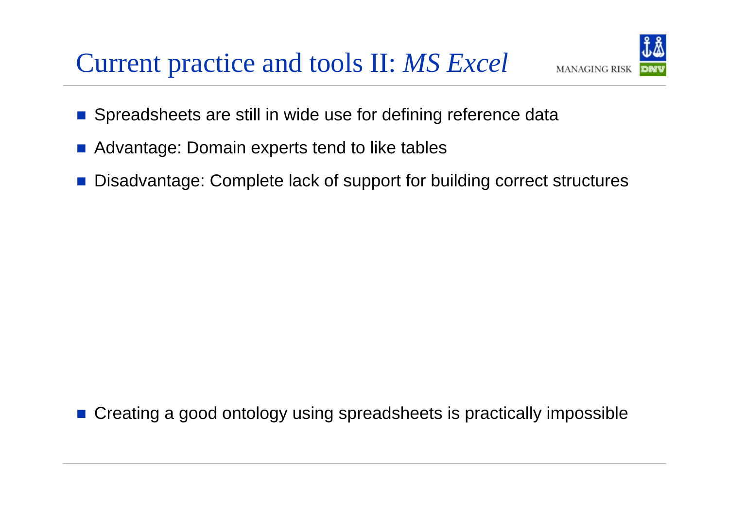# Current practice and tools II: *MS Excel*

- Spreadsheets are still in wide use for defining reference data
- Advantage: Domain experts tend to like tables
- Disadvantage: Complete lack of support for building correct structures

- Creating a good ontology using spreadsheets is practically impossible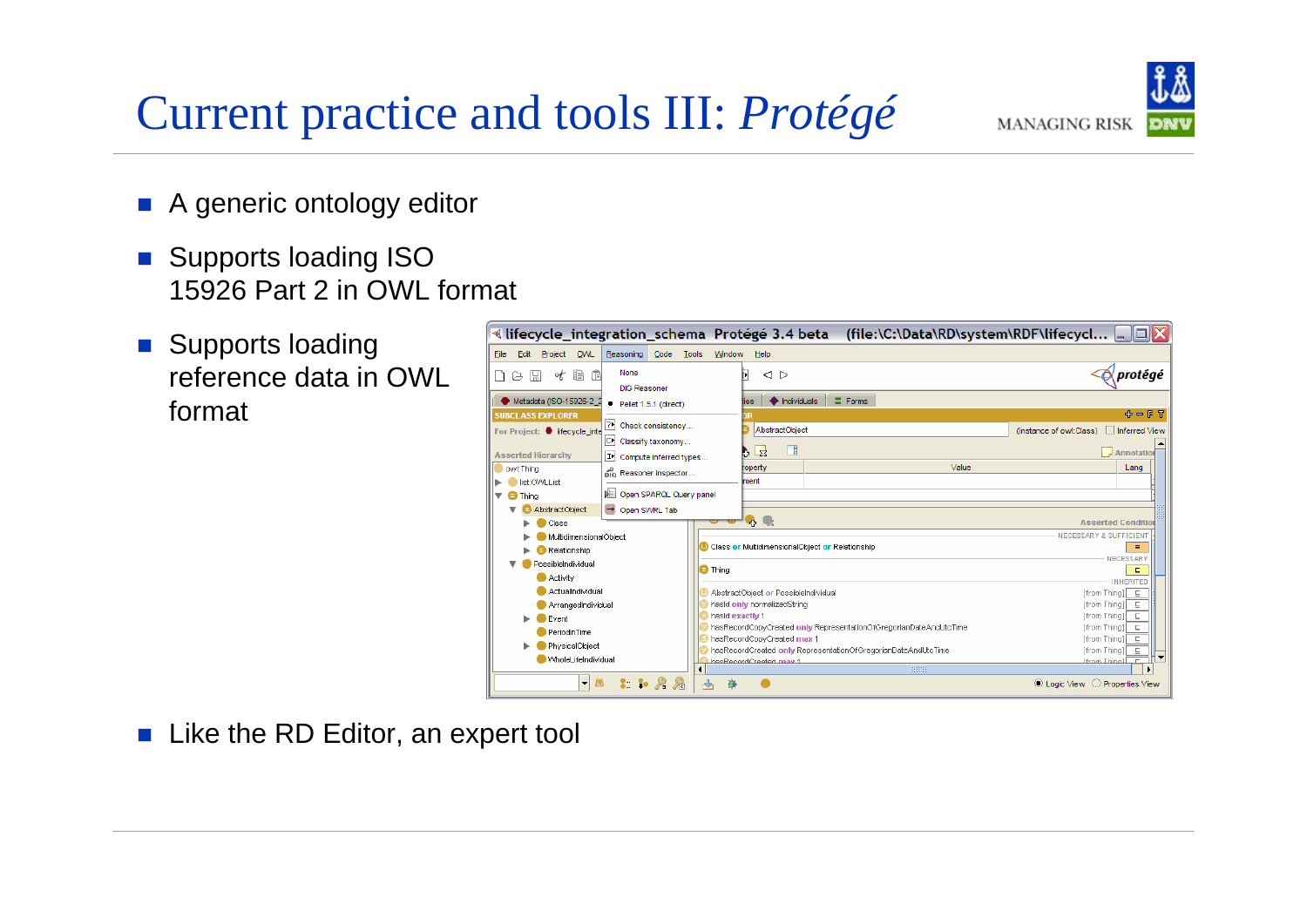# Current practice and tools III: *Protégé*

- A generic ontology editor
- Supports loading ISO 15926 Part 2 in OWL format
- Supports loading reference data in OWL format
- Like the RD Editor, an expert tool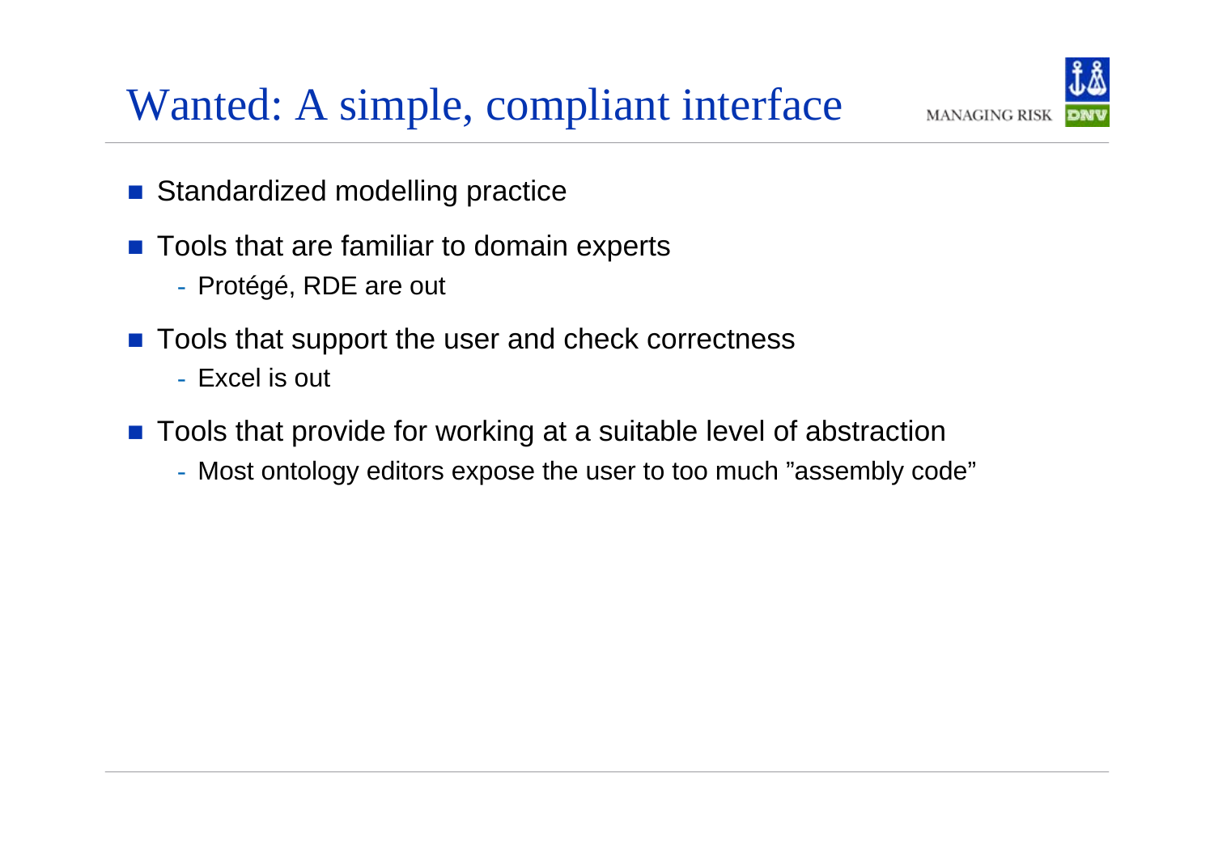# Wanted: A simple, compliant interface

- Standardized modelling practice
- Tools that are familiar to domain experts
  - Protégé, RDE are out
- Tools that support the user and check correctness
  - Excel is out
- Tools that provide for working at a suitable level of abstraction
  - Most ontology editors expose the user to too much ”assembly code”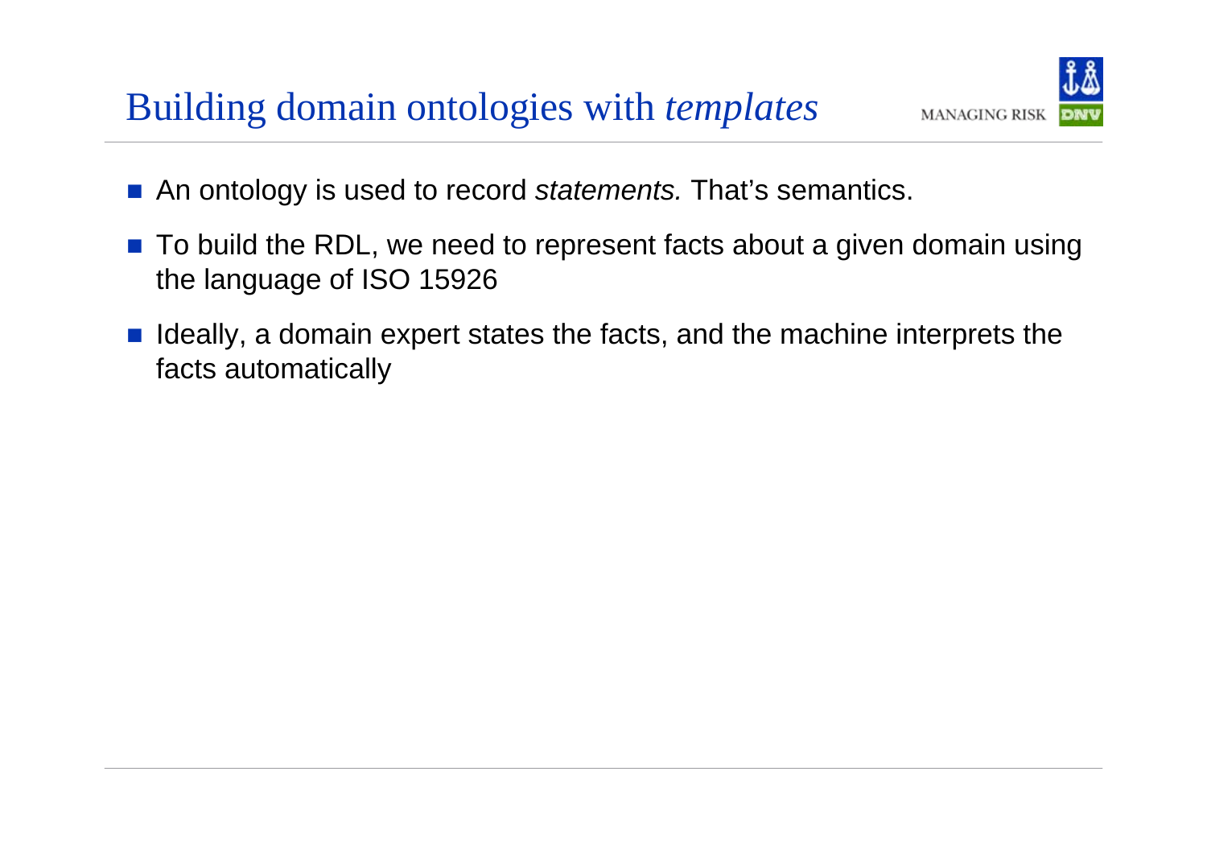# Building domain ontologies with *templates*

- An ontology is used to record *statements.* That's semantics.
- To build the RDL, we need to represent facts about a given domain using the language of ISO 15926
- Ideally, a domain expert states the facts, and the machine interprets the facts automatically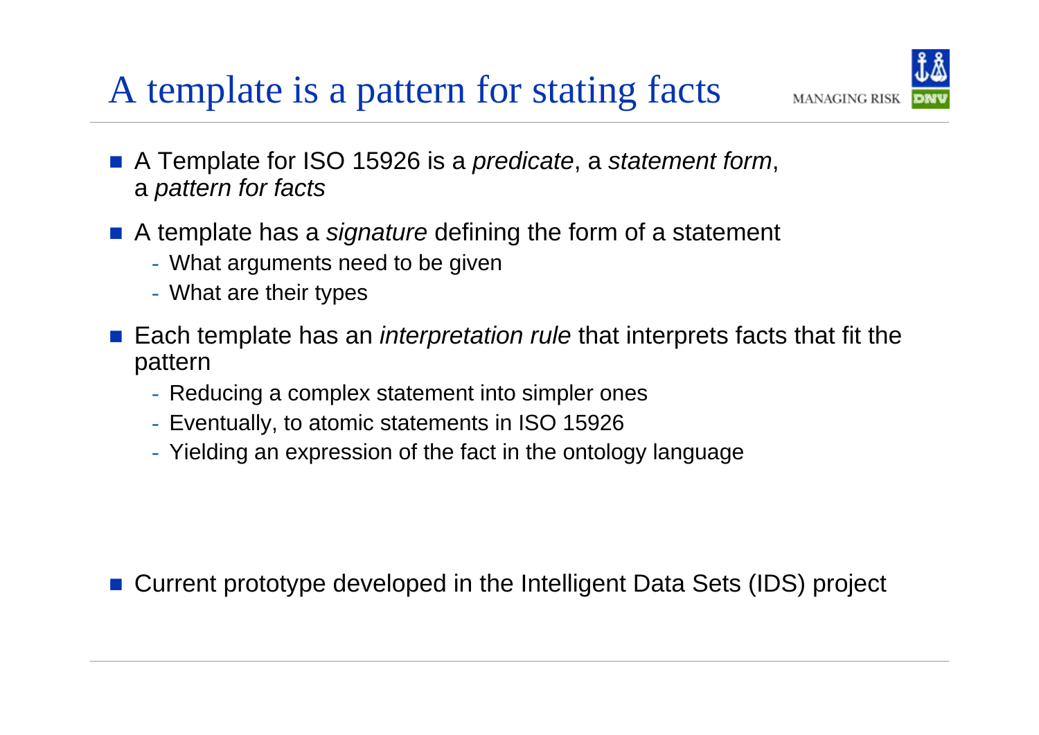# A template is a pattern for stating facts

- A Template for ISO 15926 is a *predicate*, a *statement form*, a *pattern for facts*
- A template has a *signature* defining the form of a statement
  - What arguments need to be given
  - What are their types
- Each template has an *interpretation rule* that interprets facts that fit the pattern
  - Reducing a complex statement into simpler ones
  - Eventually, to atomic statements in ISO 15926
  - Yielding an expression of the fact in the ontology language

- Current prototype developed in the Intelligent Data Sets (IDS) project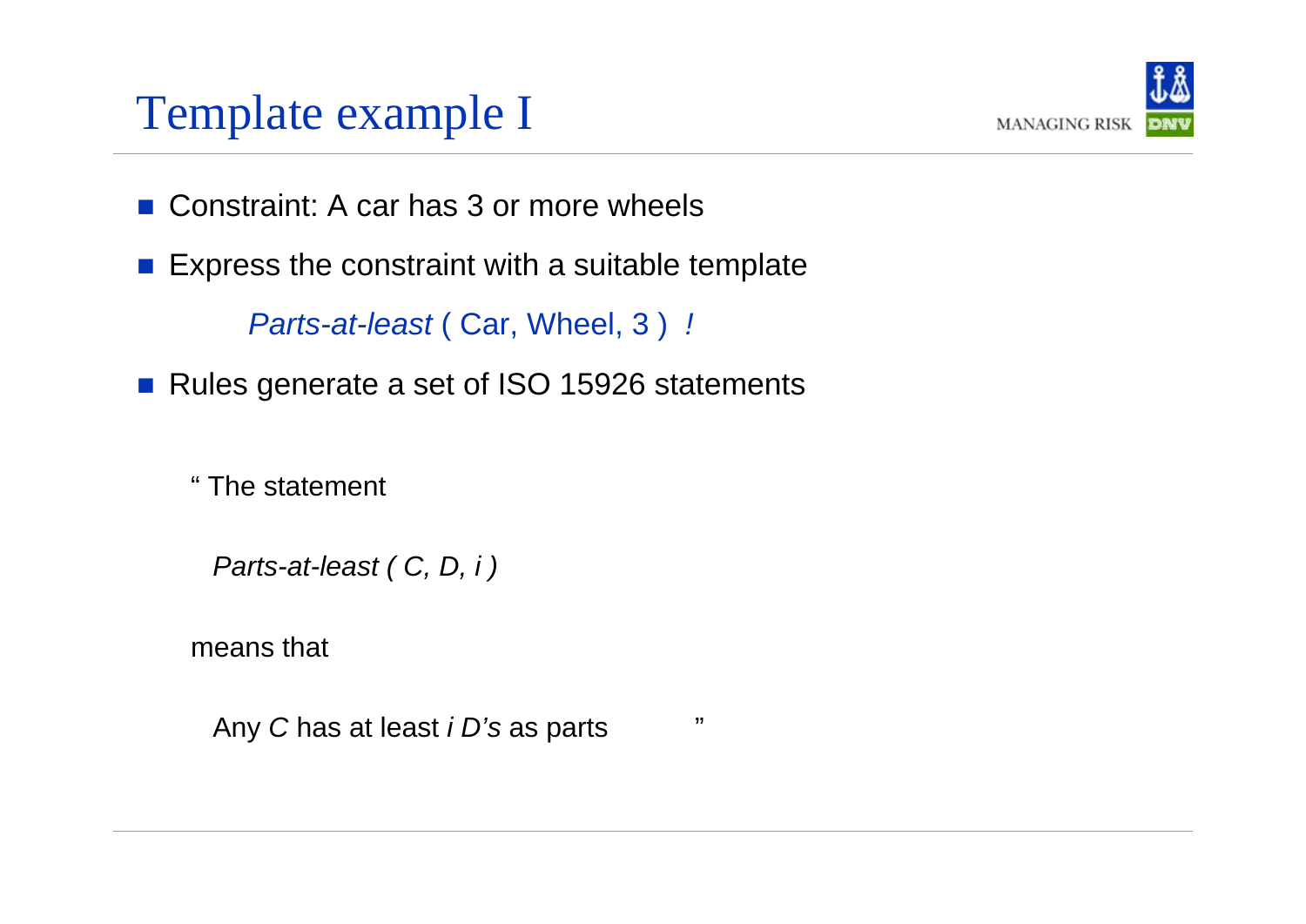# Template example I

- Constraint: A car has 3 or more wheels
- Express the constraint with a suitable template

    *Parts-at-least* ( Car, Wheel, 3 ) *!*

- Rules generate a set of ISO 15926 statements

“ The statement

*Parts-at-least ( C, D, i )*

means that

Any *C* has at least *i D’s* as parts ”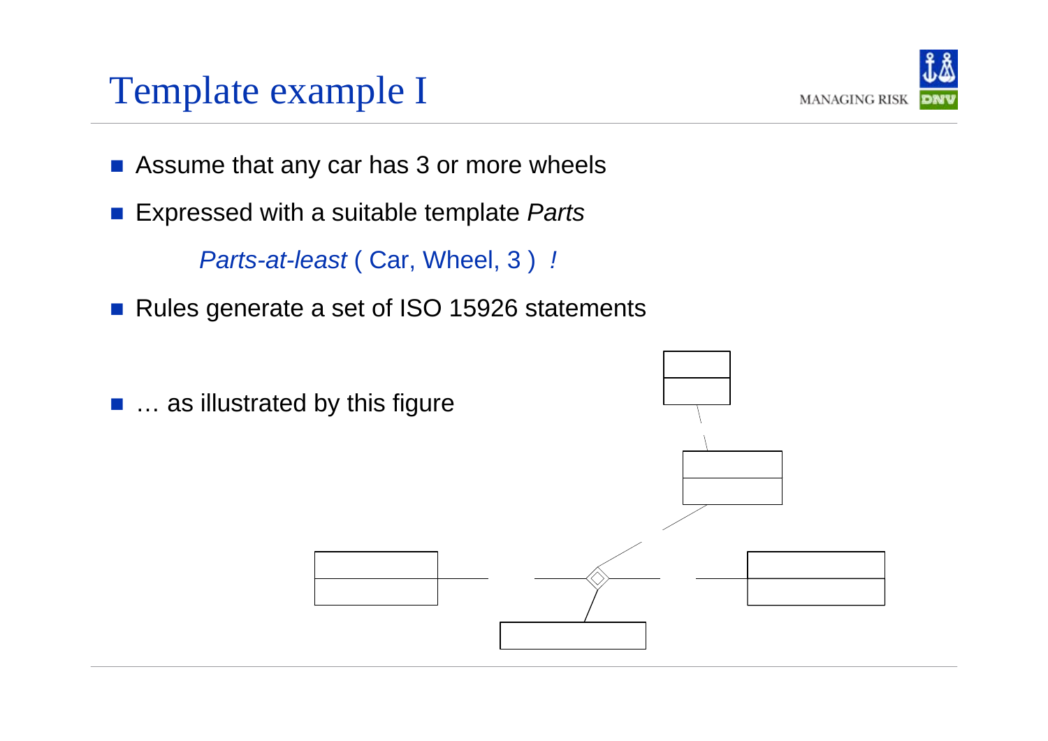# Template example I

- Assume that any car has 3 or more wheels
- Expressed with a suitable template *Parts*

  *Parts-at-least* ( Car, Wheel, 3 ) *!*

- Rules generate a set of ISO 15926 statements
- … as illustrated by this figure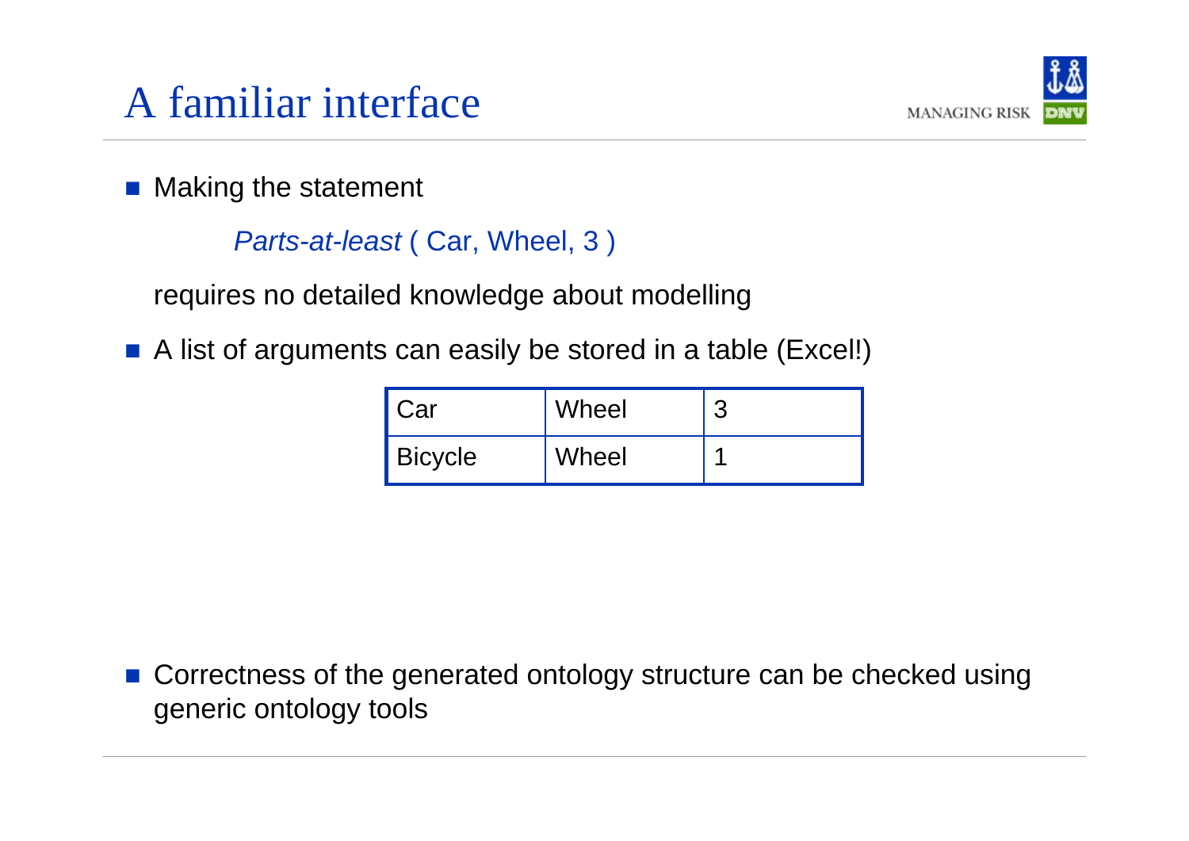# A familiar interface

- Making the statement

  *Parts-at-least* ( Car, Wheel, 3 )

  requires no detailed knowledge about modelling

- A list of arguments can easily be stored in a table (Excel!)

| Car | Wheel | 3 |
|---|---|---|
| Bicycle | Wheel | 1 |

- Correctness of the generated ontology structure can be checked using generic ontology tools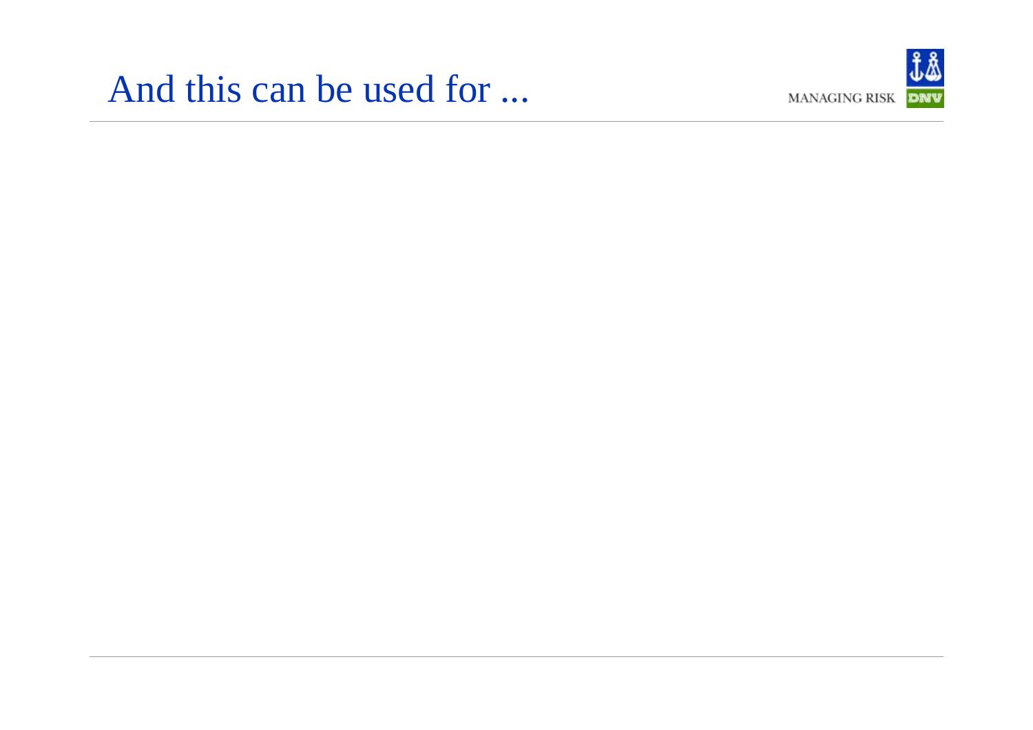# And this can be used for ...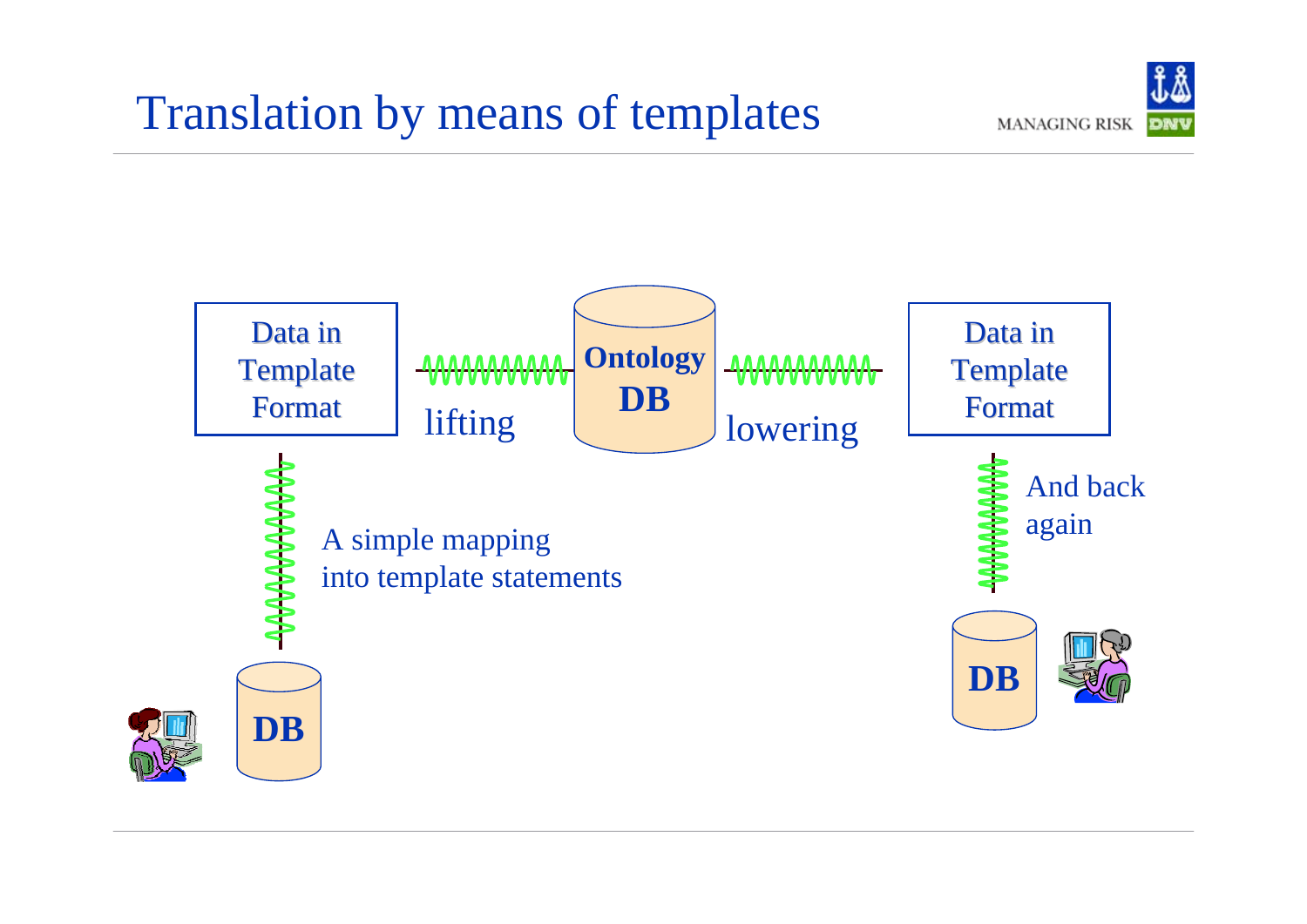# Translation by means of templates

Data in Template Format

lifting

Ontology DB

lowering

Data in Template Format

A simple mapping into template statements

And back again

DB

DB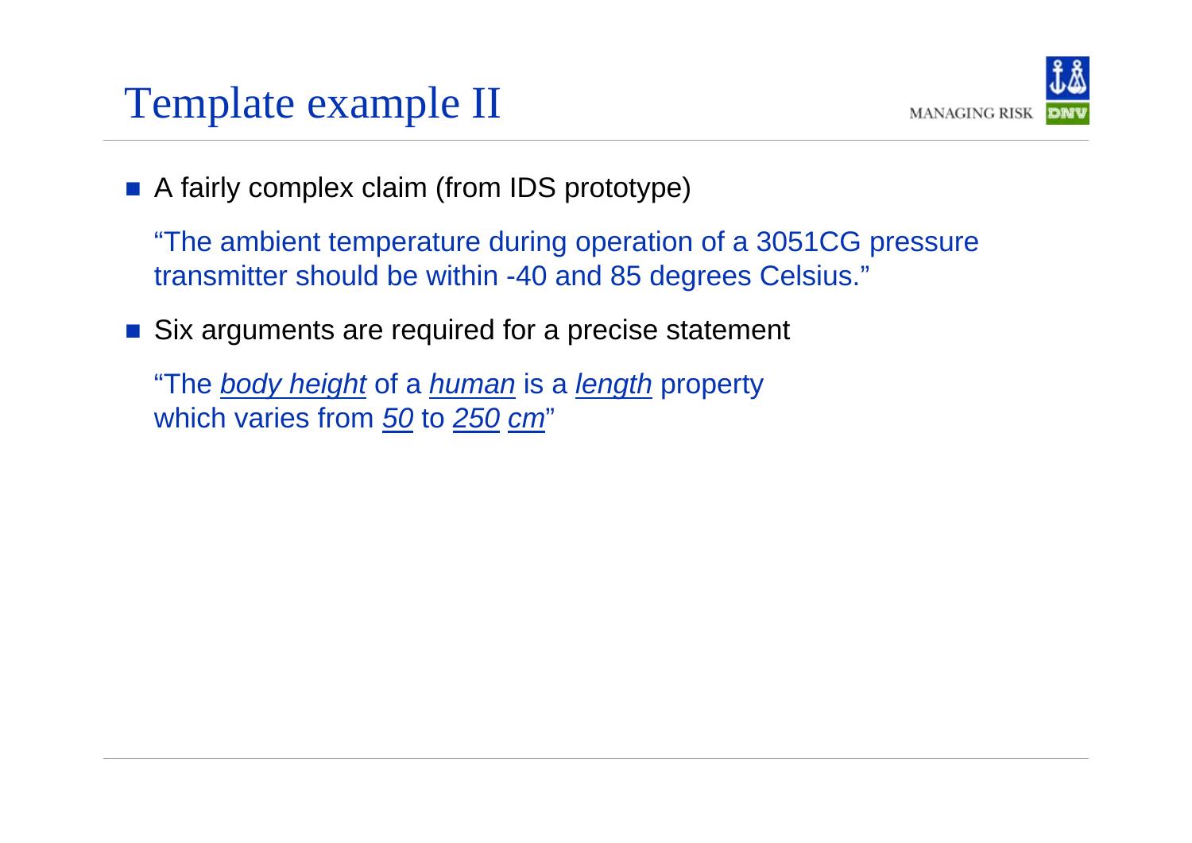# Template example II

- A fairly complex claim (from IDS prototype)

  "The ambient temperature during operation of a 3051CG pressure transmitter should be within -40 and 85 degrees Celsius."

- Six arguments are required for a precise statement

  "The <u>*body height*</u> of a <u>*human*</u> is a <u>*length*</u> property which varies from <u>*50*</u> to <u>*250*</u> <u>*cm*</u>"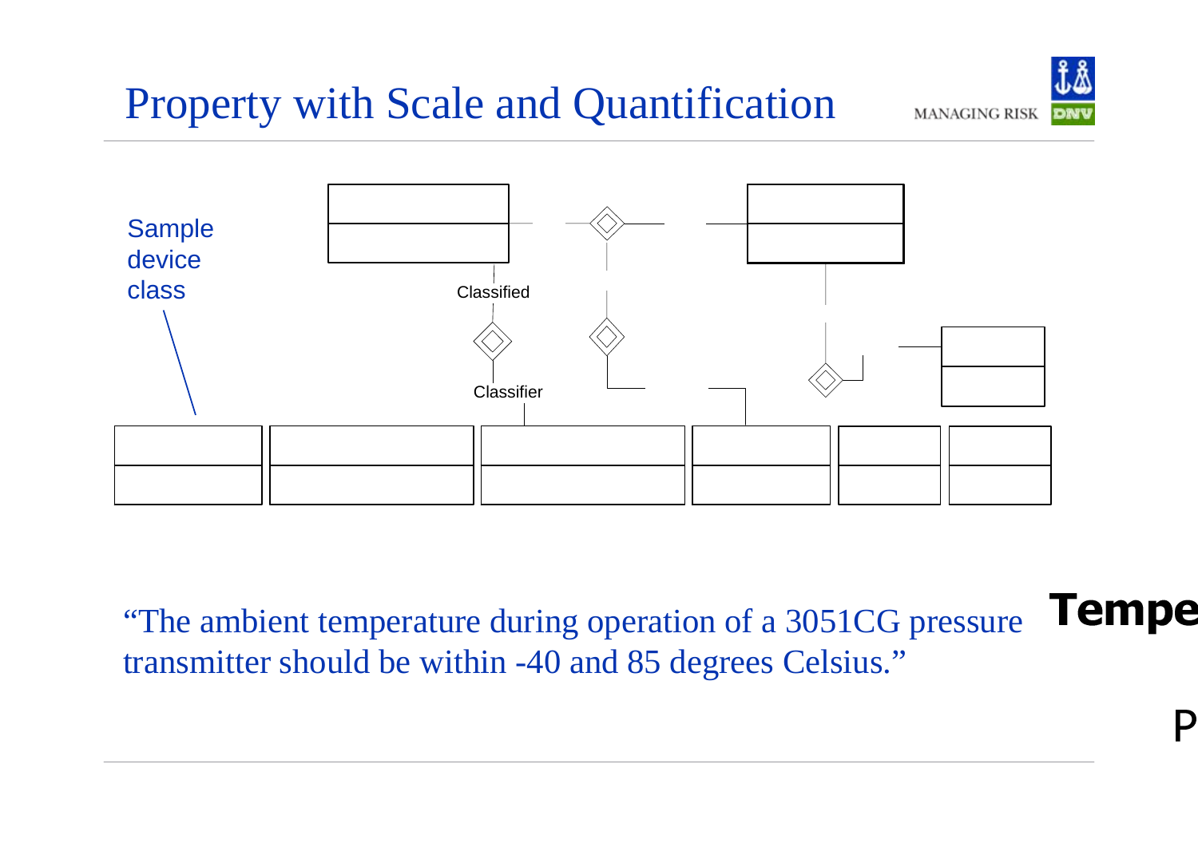# Property with Scale and Quantification

Sample device class

Classified

Classifier

"The ambient temperature during operation of a 3051CG pressure transmitter should be within -40 and 85 degrees Celsius."

**Tempe**

P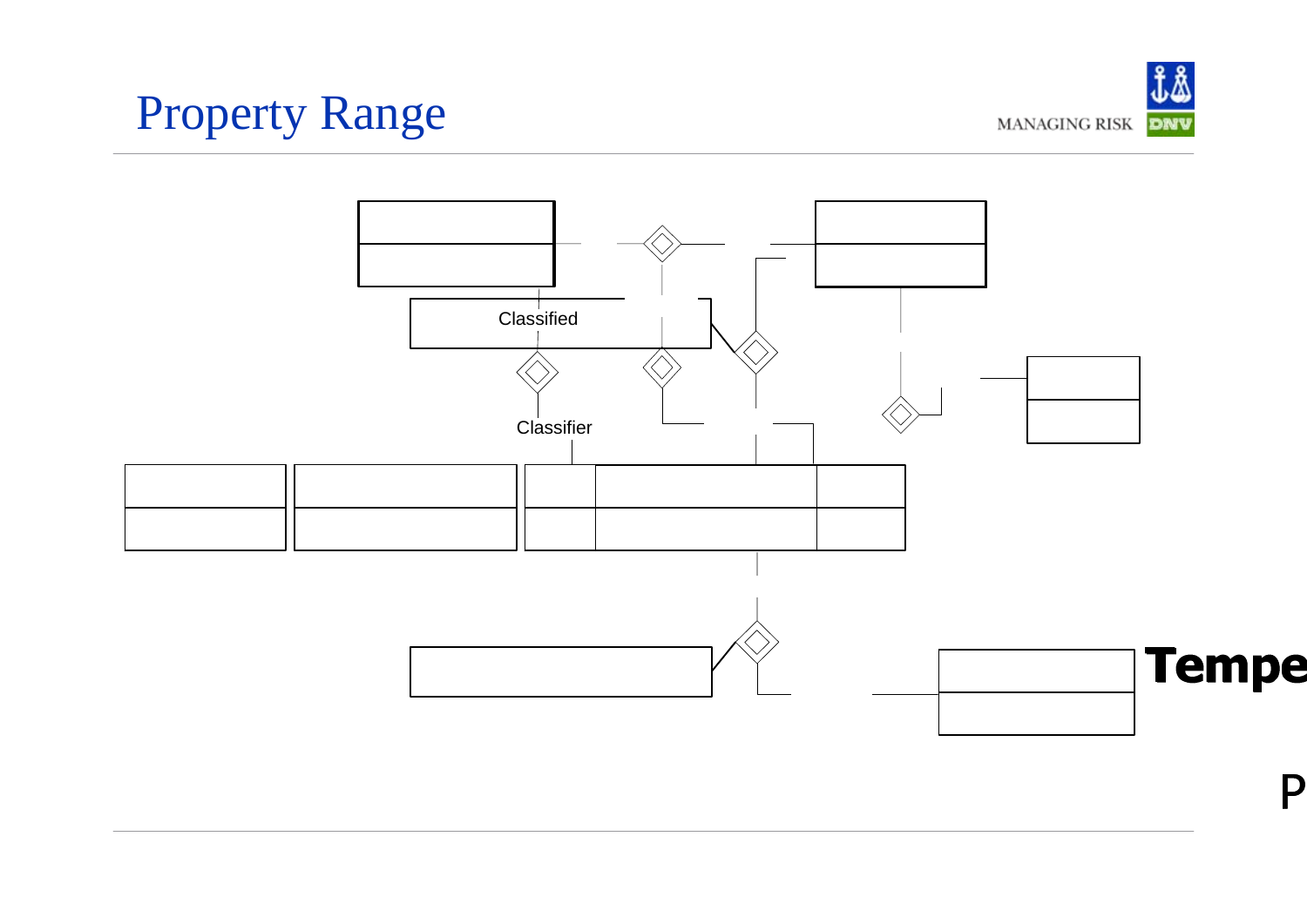# Property Range

Classified

Classifier

Tempe

P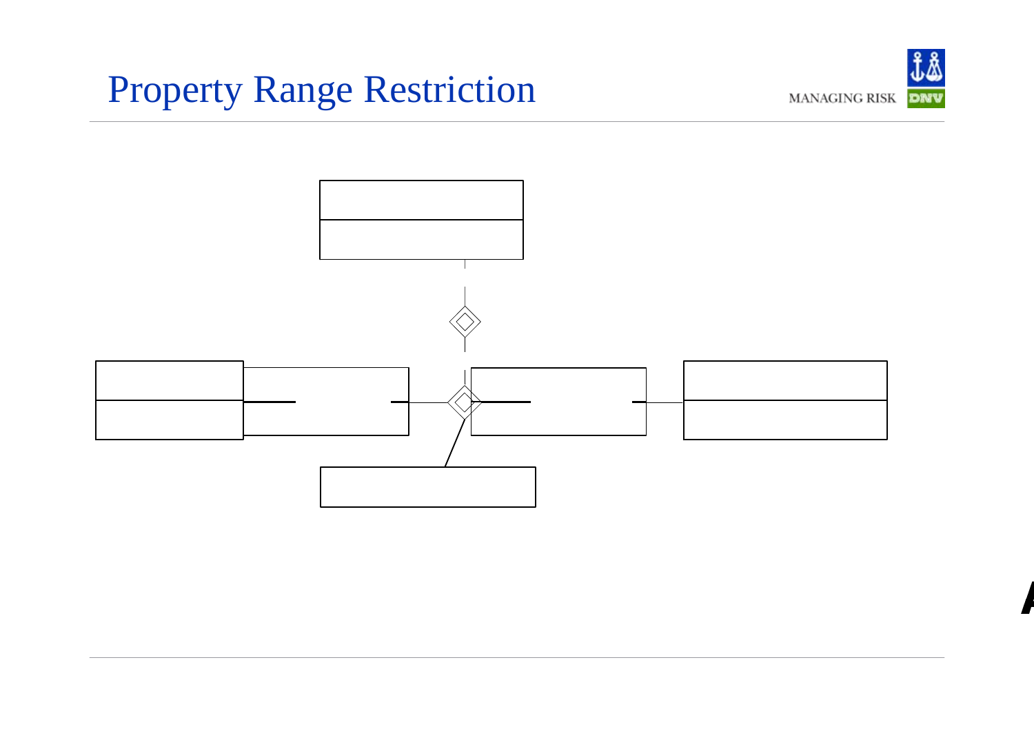# Property Range Restriction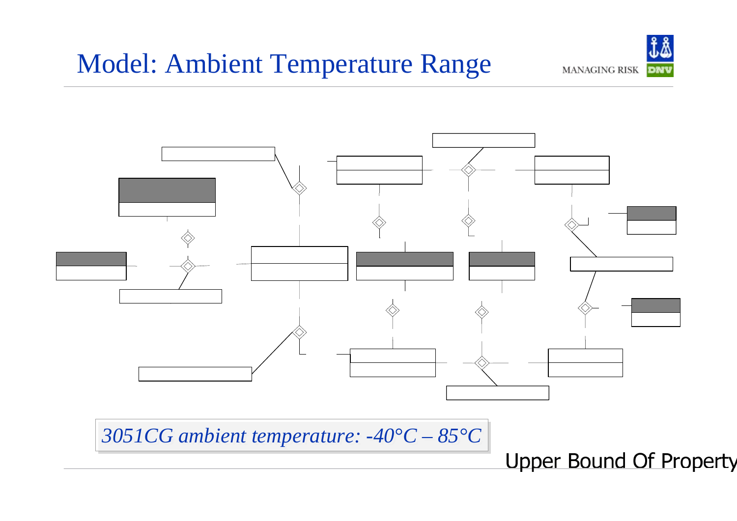# Model: Ambient Temperature Range

*3051CG ambient temperature: -40°C – 85°C*

Upper Bound Of Property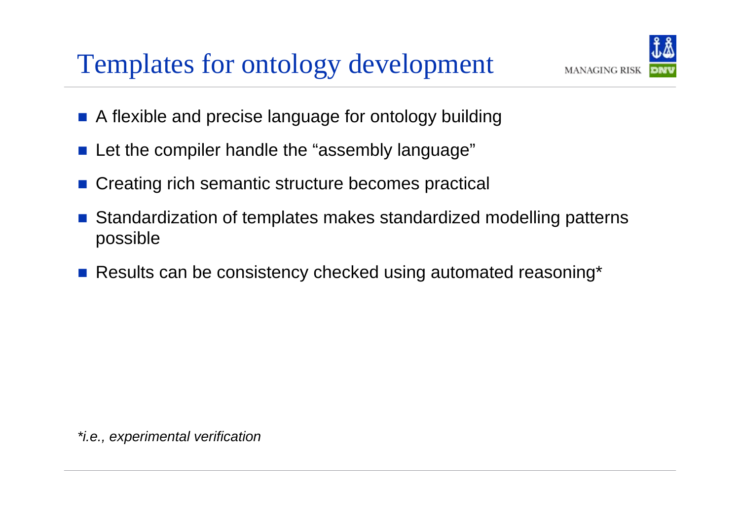# Templates for ontology development

- A flexible and precise language for ontology building
- Let the compiler handle the “assembly language”
- Creating rich semantic structure becomes practical
- Standardization of templates makes standardized modelling patterns possible
- Results can be consistency checked using automated reasoning*

**i.e., experimental verification*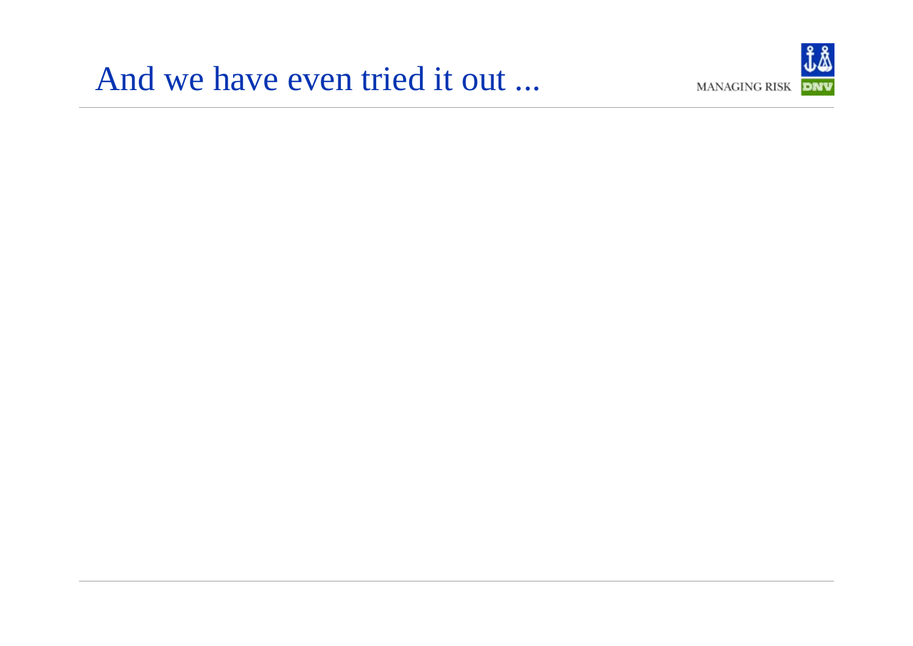# And we have even tried it out ...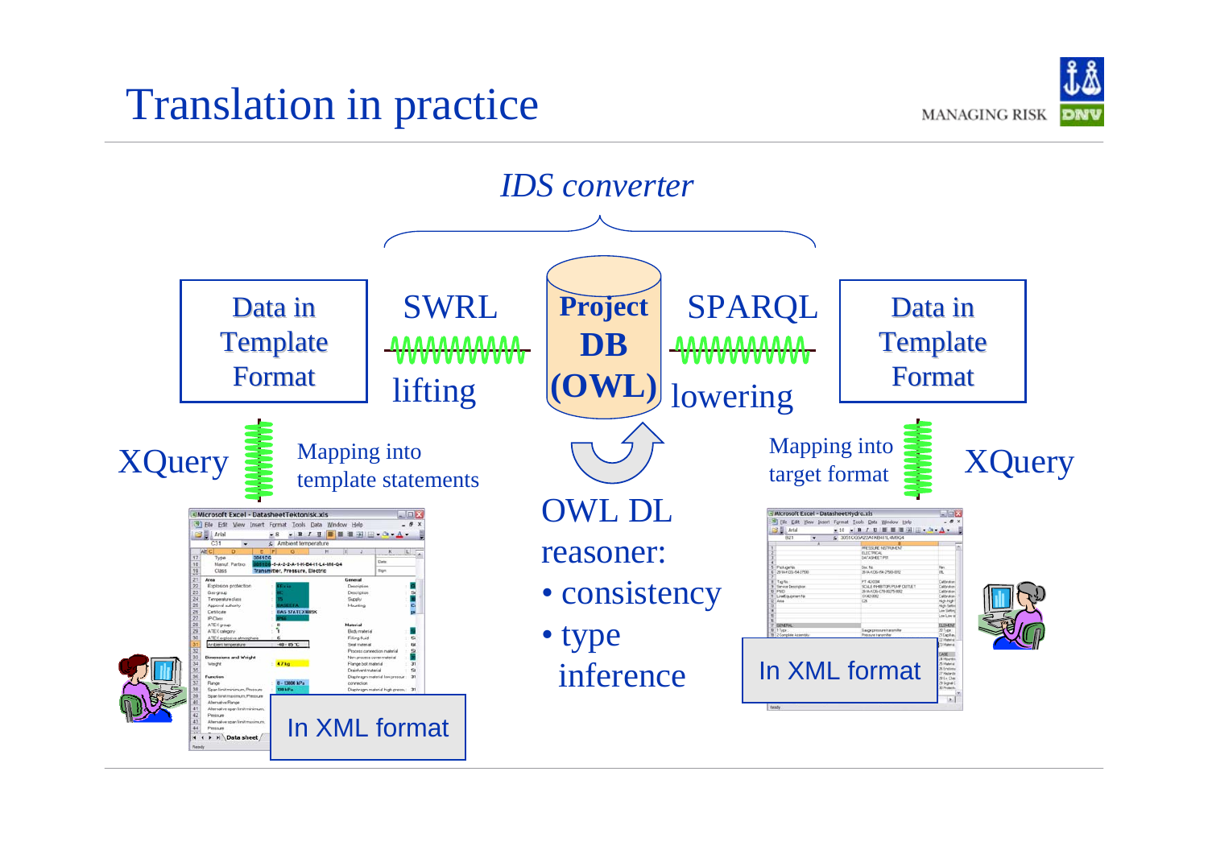# Translation in practice

*IDS converter*

Data in Template Format — SWRL lifting → **Project DB (OWL)** → SPARQL lowering — Data in Template Format

XQuery — Mapping into template statements

Mapping into target format — XQuery

OWL DL reasoner:

- consistency
- type inference

In XML format

In XML format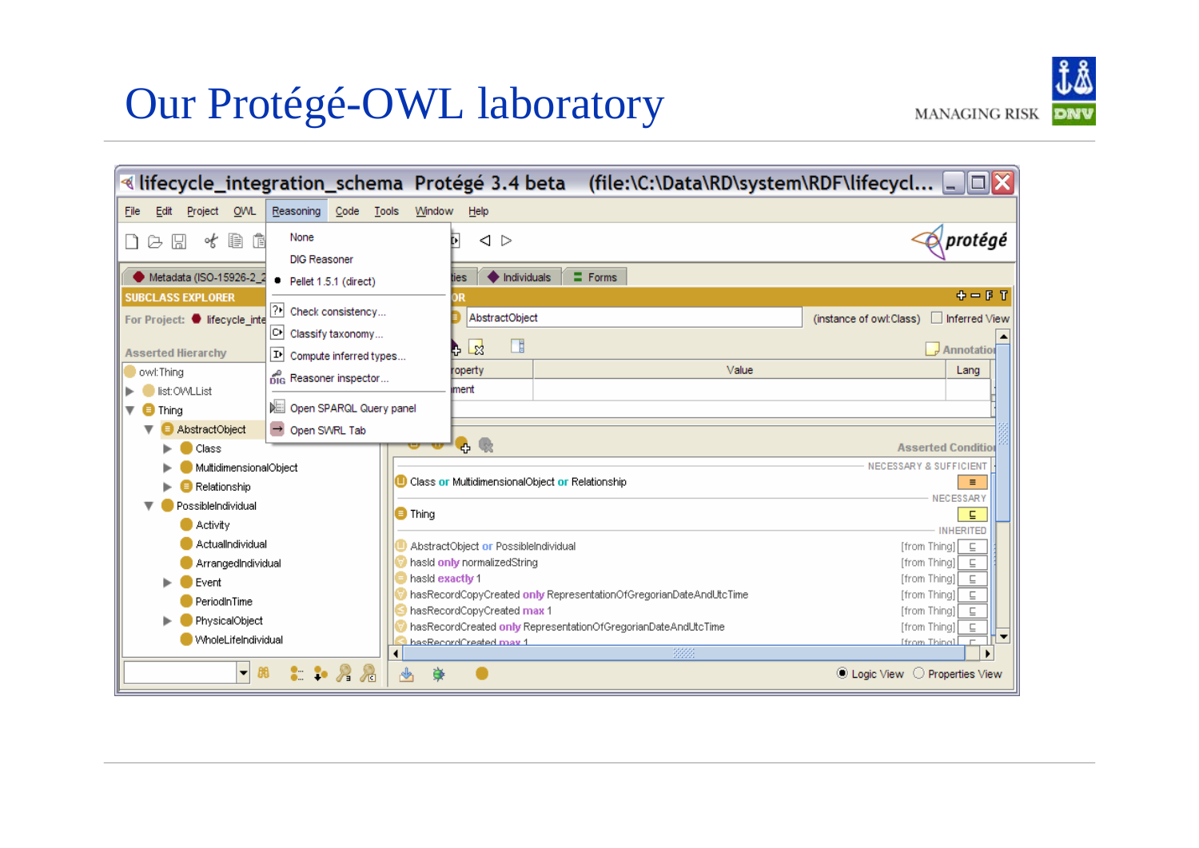# Our Protégé-OWL laboratory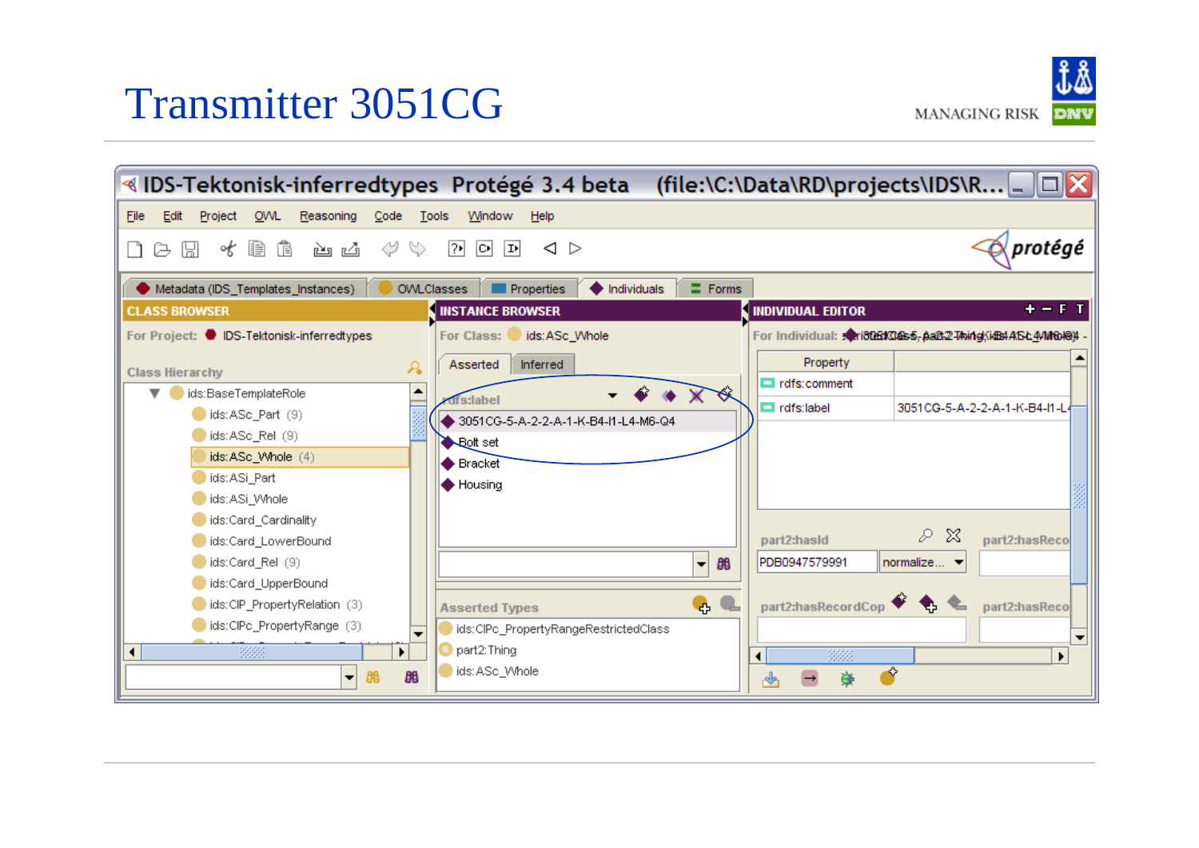# Transmitter 3051CG

MANAGING RISK

**IDS-Tektonisk-inferredtypes Protégé 3.4 beta (file:\C:\Data\RD\projects\IDS\R...**

File Edit Project OWL Reasoning Code Tools Window Help

Metadata (IDS_Templates_Instances) | OWLClasses | Properties | Individuals | Forms

**CLASS BROWSER**

For Project: IDS-Tektonisk-inferredtypes

Class Hierarchy

- ids:BaseTemplateRole
  - ids:ASc_Part (9)
  - ids:ASc_Rel (9)
  - ids:ASc_Whole (4)
  - ids:ASi_Part
  - ids:ASi_Whole
  - ids:Card_Cardinality
  - ids:Card_LowerBound
  - ids:Card_Rel (9)
  - ids:Card_UpperBound
  - ids:CIP_PropertyRelation (3)
  - ids:CIPc_PropertyRange (3)

**INSTANCE BROWSER**

For Class: ids:ASc_Whole

Asserted | Inferred

rdfs:label

- 3051CG-5-A-2-2-A-1-K-B4-I1-L4-M6-Q4
- Bolt set
- Bracket
- Housing

Asserted Types

- ids:CIPc_PropertyRangeRestrictedClass
- part2:Thing
- ids:ASc_Whole

**INDIVIDUAL EDITOR**

For Individual:

| Property | |
|---|---|
| rdfs:comment | |
| rdfs:label | 3051CG-5-A-2-2-A-1-K-B4-I1-L |

part2:hasId: PDB0947579991 normalize...

part2:hasRecordCop

part2:hasReco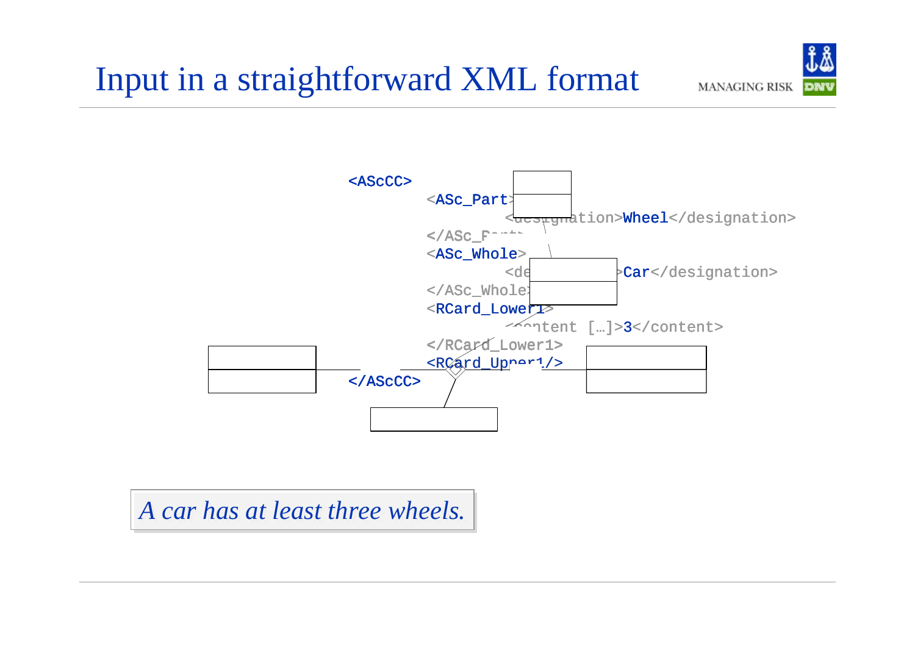# Input in a straightforward XML format

```
<AScCC>
    <ASc_Part>
        <designation>Wheel</designation>
    </ASc_Part>
    <ASc_Whole>
        <designation>Car</designation>
    </ASc_Whole>
    <RCard_Lower1>
        <content […]>3</content>
    </RCard_Lower1>
    <RCard_Upper1/>
</AScCC>
```

*A car has at least three wheels.*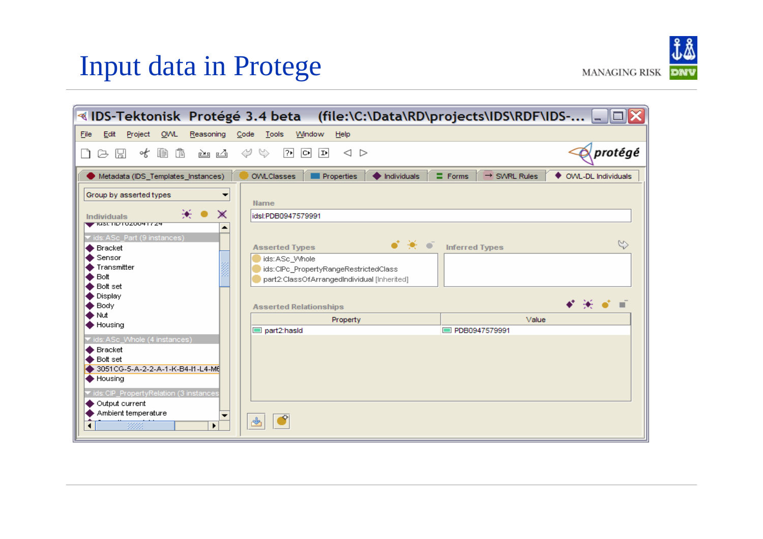# Input data in Protege

MANAGING RISK DNV

IDS-Tektonisk Protégé 3.4 beta (file:\C:\Data\RD\projects\IDS\RDF\IDS-...

File Edit Project OWL Reasoning Code Tools Window Help

protégé

Metadata (IDS_Templates_Instances) | OWLClasses | Properties | Individuals | Forms | SWRL Rules | OWL-DL Individuals

Group by asserted types

Individuals

- ids:ASc_Part (9 instances)
  - Bracket
  - Sensor
  - Transmitter
  - Bolt
  - Bolt set
  - Display
  - Body
  - Nut
  - Housing
- ids:ASc_Whole (4 instances)
  - Bracket
  - Bolt set
  - 3051CG-5-A-2-2-A-1-K-B4-I1-L4-M6
  - Housing
- ids:CIP_PropertyRelation (3 instances)
  - Output current
  - Ambient temperature

Name

idsl:PDB0947579991

Asserted Types

- ids:ASc_Whole
- ids:CIPc_PropertyRangeRestrictedClass
- part2:ClassOfArrangedIndividual [Inherited]

Inferred Types

Asserted Relationships

| Property | Value |
| --- | --- |
| part2:hasId | PDB0947579991 |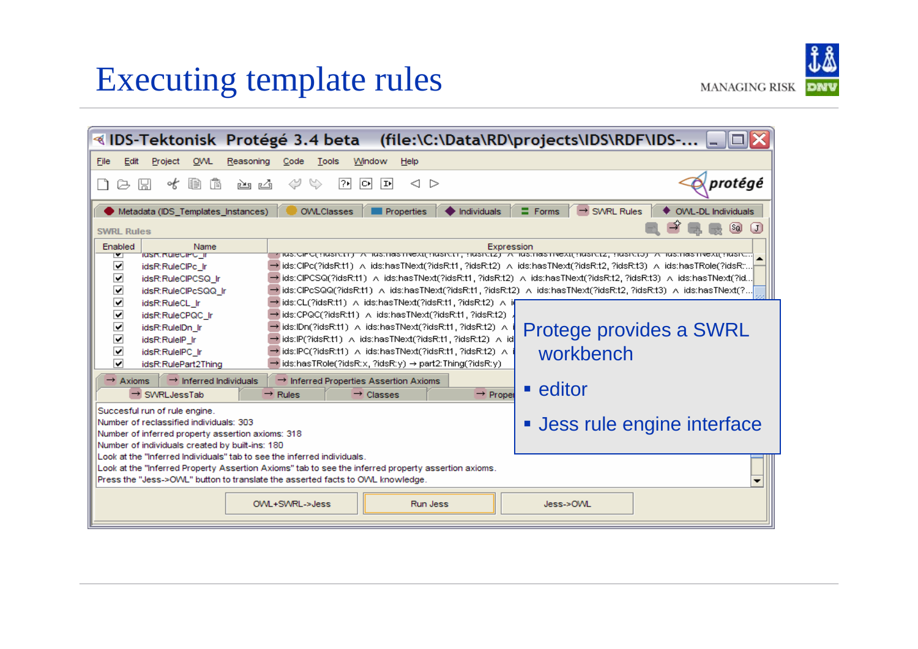# Executing template rules

Protege provides a SWRL workbench

- editor
- Jess rule engine interface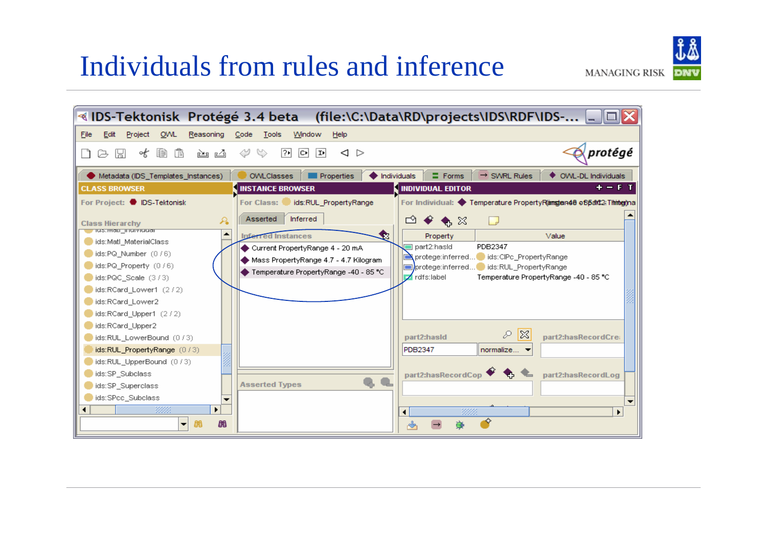# Individuals from rules and inference

IDS-Tektonisk Protégé 3.4 beta (file:\C:\Data\RD\projects\IDS\RDF\IDS-...

File Edit Project OWL Reasoning Code Tools Window Help

Metadata (IDS_Templates_Instances) | OWLClasses | Properties | Individuals | Forms | SWRL Rules | OWL-DL Individuals

**CLASS BROWSER**

For Project: IDS-Tektonisk

Class Hierarchy

- ids:Matl_Individual
- ids:Matl_MaterialClass
- ids:PQ_Number (0 / 6)
- ids:PQ_Property (0 / 6)
- ids:PQC_Scale (3 / 3)
- ids:RCard_Lower1 (2 / 2)
- ids:RCard_Lower2
- ids:RCard_Upper1 (2 / 2)
- ids:RCard_Upper2
- ids:RUL_LowerBound (0 / 3)
- ids:RUL_PropertyRange (0 / 3)
- ids:RUL_UpperBound (0 / 3)
- ids:SP_Subclass
- ids:SP_Superclass
- ids:SPcc_Subclass

**INSTANCE BROWSER**

For Class: ids:RUL_PropertyRange

Asserted | Inferred

Inferred Instances

- Current PropertyRange 4 - 20 mA
- Mass PropertyRange 4.7 - 4.7 Kilogram
- Temperature PropertyRange -40 - 85 °C

Asserted Types

**INDIVIDUAL EDITOR**

For Individual: Temperature PropertyRange -40 - 85 °C

| Property | Value |
|---|---|
| part2:hasId | PDB2347 |
| protege:inferred... | ids:ClPc_PropertyRange |
| protege:inferred... | ids:RUL_PropertyRange |
| rdfs:label | Temperature PropertyRange -40 - 85 °C |

part2:hasId: PDB2347 (normalize...)

part2:hasRecordCre

part2:hasRecordCop

part2:hasRecordLog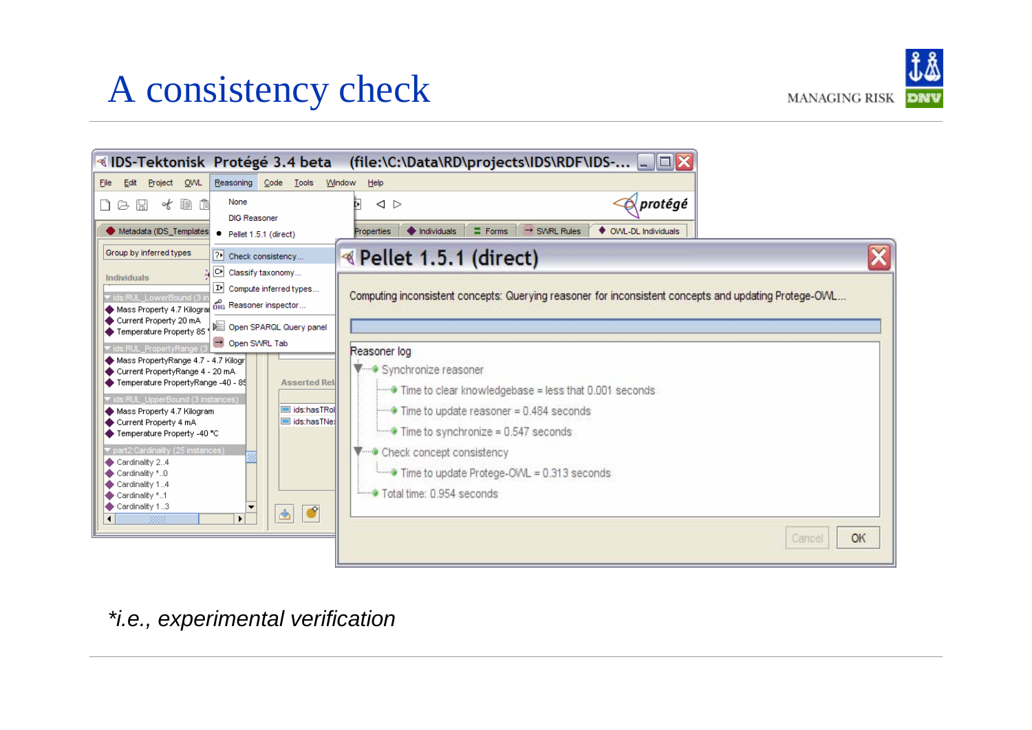# A consistency check

*\*i.e., experimental verification*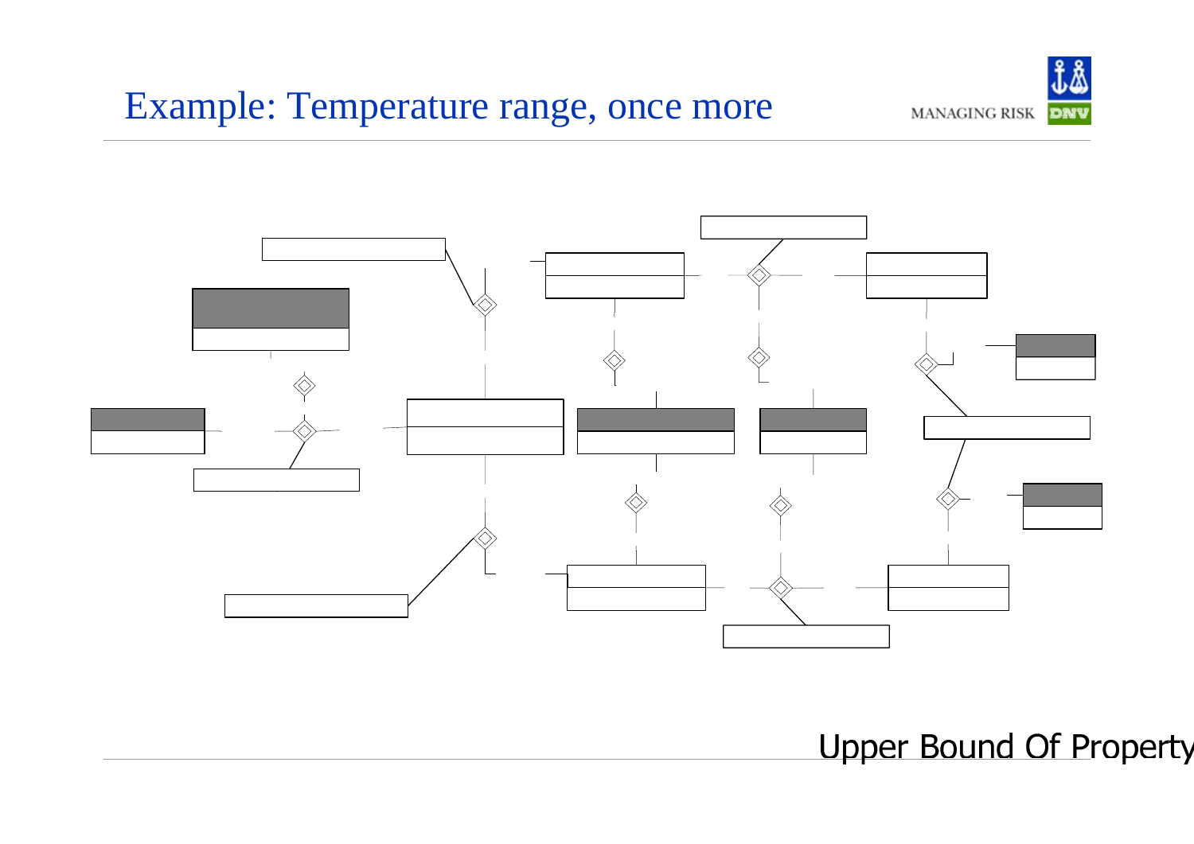# Example: Temperature range, once more

Upper Bound Of Property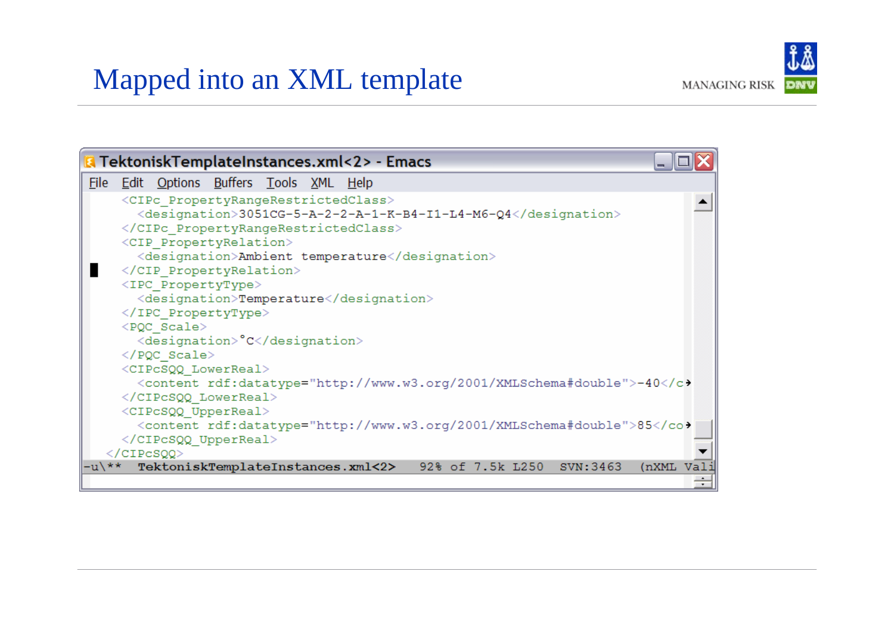# Mapped into an XML template

```
TektoniskTemplateInstances.xml<2> - Emacs
File  Edit  Options  Buffers  Tools  XML  Help
    <CIPc_PropertyRangeRestrictedClass>
      <designation>3051CG-5-A-2-2-A-1-K-B4-I1-L4-M6-Q4</designation>
    </CIPc_PropertyRangeRestrictedClass>
    <CIP_PropertyRelation>
      <designation>Ambient temperature</designation>
    </CIP_PropertyRelation>
    <IPC_PropertyType>
      <designation>Temperature</designation>
    </IPC_PropertyType>
    <PQC_Scale>
      <designation>°C</designation>
    </PQC_Scale>
    <CIPcSQQ_LowerReal>
      <content rdf:datatype="http://www.w3.org/2001/XMLSchema#double">-40</c
    </CIPcSQQ_LowerReal>
    <CIPcSQQ_UpperReal>
      <content rdf:datatype="http://www.w3.org/2001/XMLSchema#double">85</co
    </CIPcSQQ_UpperReal>
  </CIPcSQQ>
-u\**  TektoniskTemplateInstances.xml<2>   92% of 7.5k L250  SVN:3463  (nXML Vali
```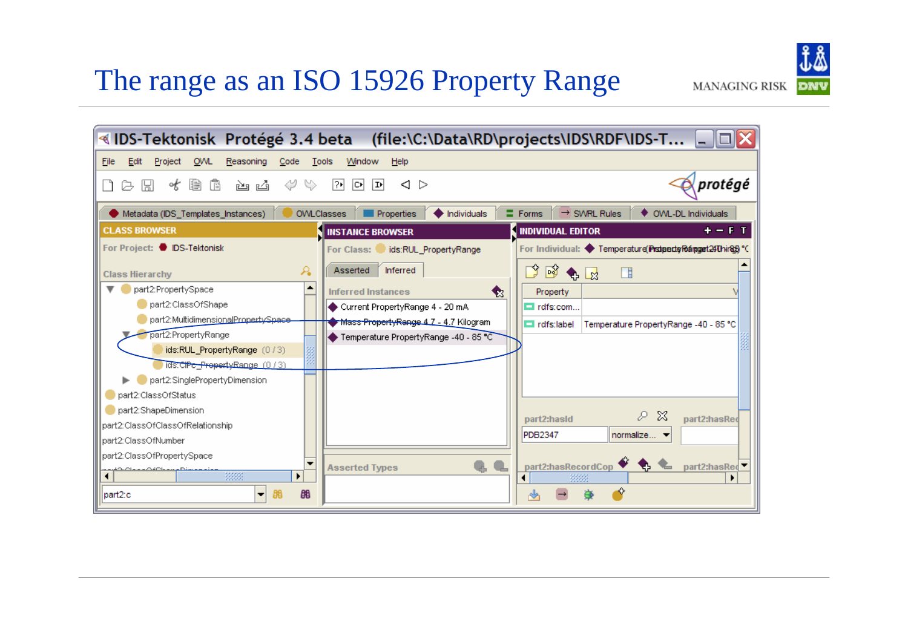# The range as an ISO 15926 Property Range

IDS-Tektonisk Protégé 3.4 beta (file:\C:\Data\RD\projects\IDS\RDF\IDS-T...

File Edit Project OWL Reasoning Code Tools Window Help

Metadata (IDS_Templates_Instances) | OWLClasses | Properties | Individuals | Forms | SWRL Rules | OWL-DL Individuals

**CLASS BROWSER**

For Project: IDS-Tektonisk

Class Hierarchy

- part2:PropertySpace
  - part2:ClassOfShape
  - part2:MultidimensionalPropertySpace
  - part2:PropertyRange
    - ids:RUL_PropertyRange (0 / 3)
    - ids:CIPc_PropertyRange (0 / 3)
  - part2:SinglePropertyDimension
- part2:ClassOfStatus
- part2:ShapeDimension
- part2:ClassOfClassOfRelationship
- part2:ClassOfNumber
- part2:ClassOfPropertySpace

part2:c

**INSTANCE BROWSER**

For Class: ids:RUL_PropertyRange

Asserted | Inferred

Inferred Instances

- Current PropertyRange 4 - 20 mA
- Mass PropertyRange 4.7 - 4.7 Kilogram
- Temperature PropertyRange -40 - 85 °C

Asserted Types

**INDIVIDUAL EDITOR**

For Individual: Temperature PropertyRange -40 - 85 °C

| Property | Value |
|---|---|
| rdfs:com... | |
| rdfs:label | Temperature PropertyRange -40 - 85 °C |

part2:hasId: PDB2347 — normalize...

part2:hasRecordCop

part2:hasRe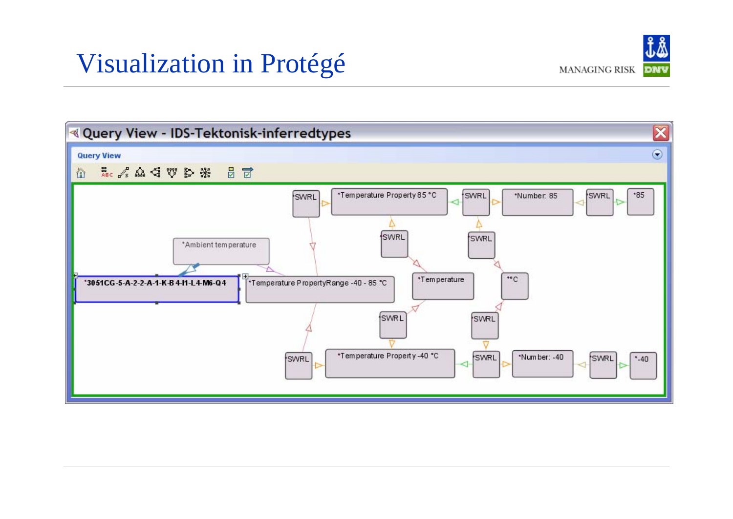# Visualization in Protégé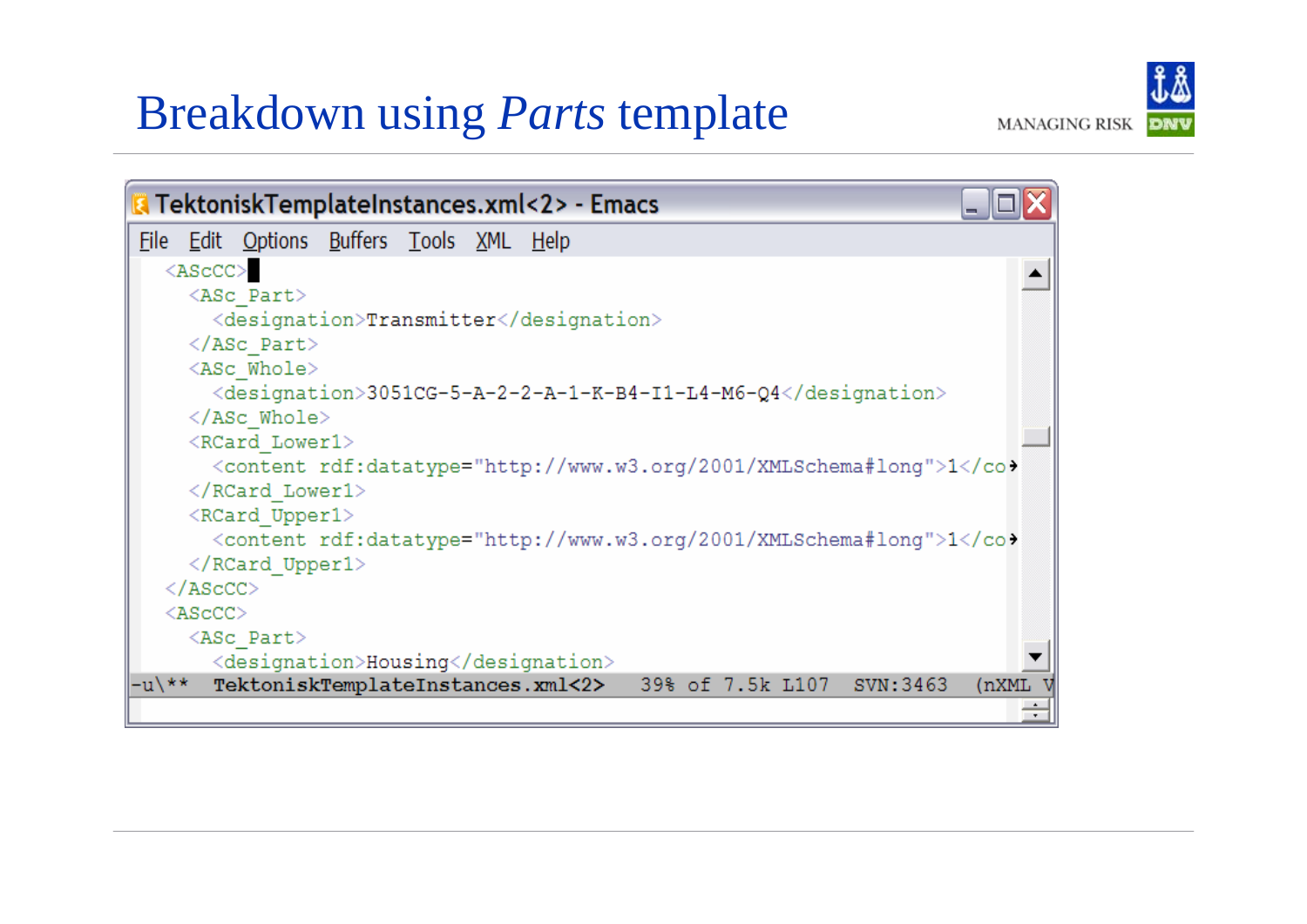# Breakdown using *Parts* template

MANAGING RISK DNV

TektoniskTemplateInstances.xml<2> - Emacs

File Edit Options Buffers Tools XML Help

```
<AScCC>
  <ASc_Part>
    <designation>Transmitter</designation>
  </ASc_Part>
  <ASc_Whole>
    <designation>3051CG-5-A-2-2-A-1-K-B4-I1-L4-M6-Q4</designation>
  </ASc_Whole>
  <RCard_Lower1>
    <content rdf:datatype="http://www.w3.org/2001/XMLSchema#long">1</co
  </RCard_Lower1>
  <RCard_Upper1>
    <content rdf:datatype="http://www.w3.org/2001/XMLSchema#long">1</co
  </RCard_Upper1>
</AScCC>
<AScCC>
  <ASc_Part>
    <designation>Housing</designation>
-u\**  TektoniskTemplateInstances.xml<2>    39% of 7.5k L107   SVN:3463   (nXML V
```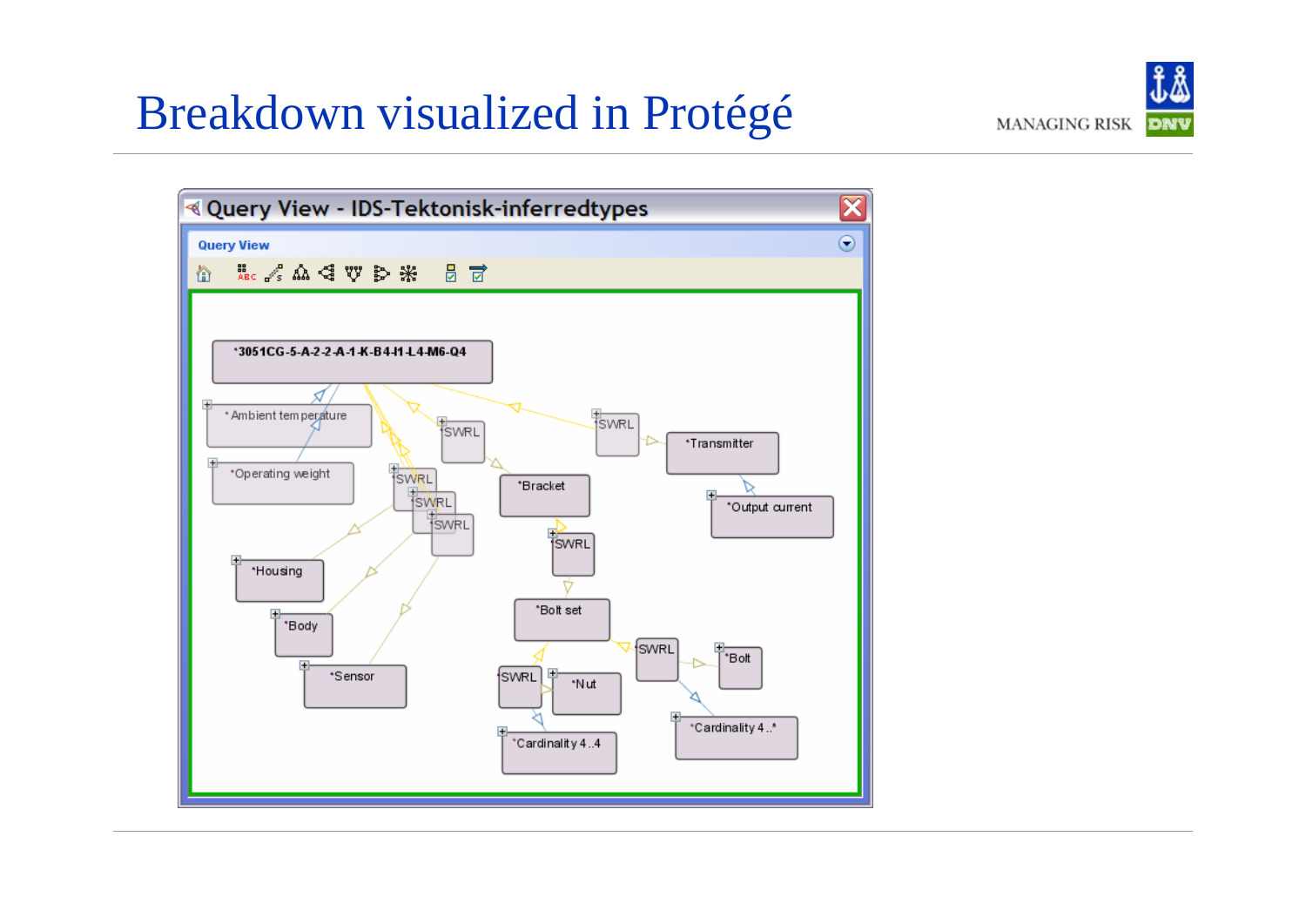# Breakdown visualized in Protégé

Query View - IDS-Tektonisk-inferredtypes

Query View

*3051CG-5-A-2-2-A-1-K-B4-I1-L4-M6-Q4

*Ambient temperature

*Operating weight

*SWRL

*SWRL

*SWRL

*SWRL

*SWRL

*Transmitter

*Output current

*Bracket

*SWRL

*Housing

*Body

*Sensor

*Bolt set

*SWRL

*Bolt

*SWRL

*Nut

*Cardinality 4..4

*Cardinality 4..*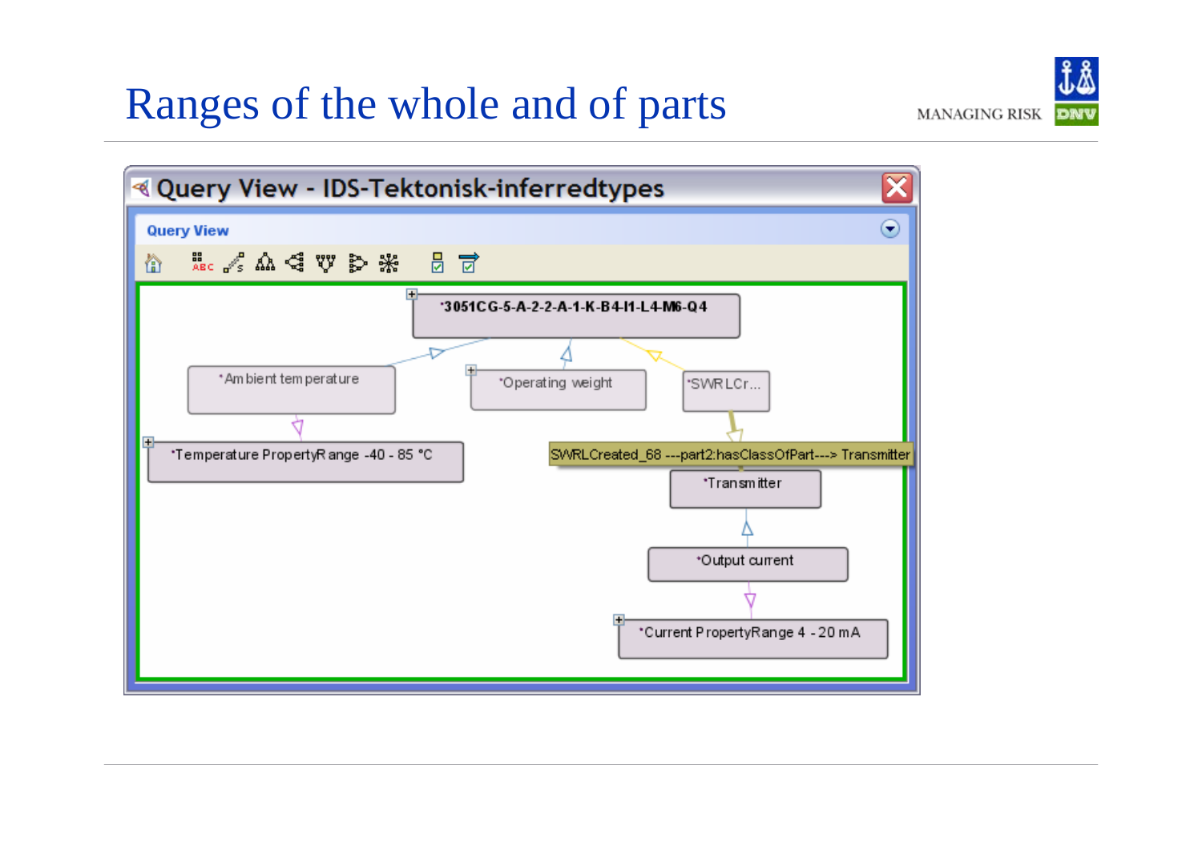# Ranges of the whole and of parts

Query View - IDS-Tektonisk-inferredtypes

Query View

3051CG-5-A-2-2-A-1-K-B4-I1-L4-M6-Q4

Ambient temperature

Operating weight

SWRLCr...

Temperature PropertyRange -40 - 85 °C

SWRLCreated_68 ---part2:hasClassOfPart---> Transmitter

Transmitter

Output current

Current PropertyRange 4 - 20 mA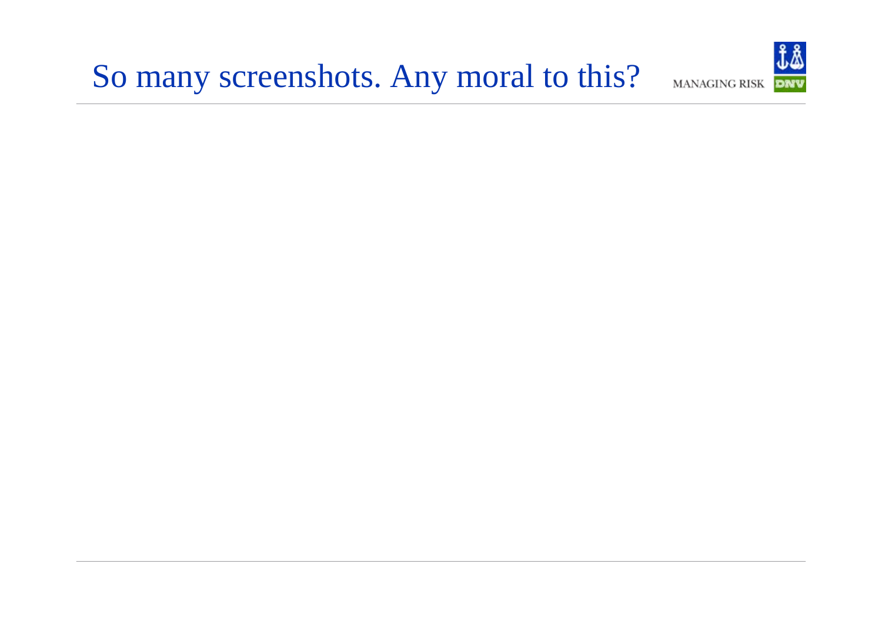# So many screenshots. Any moral to this?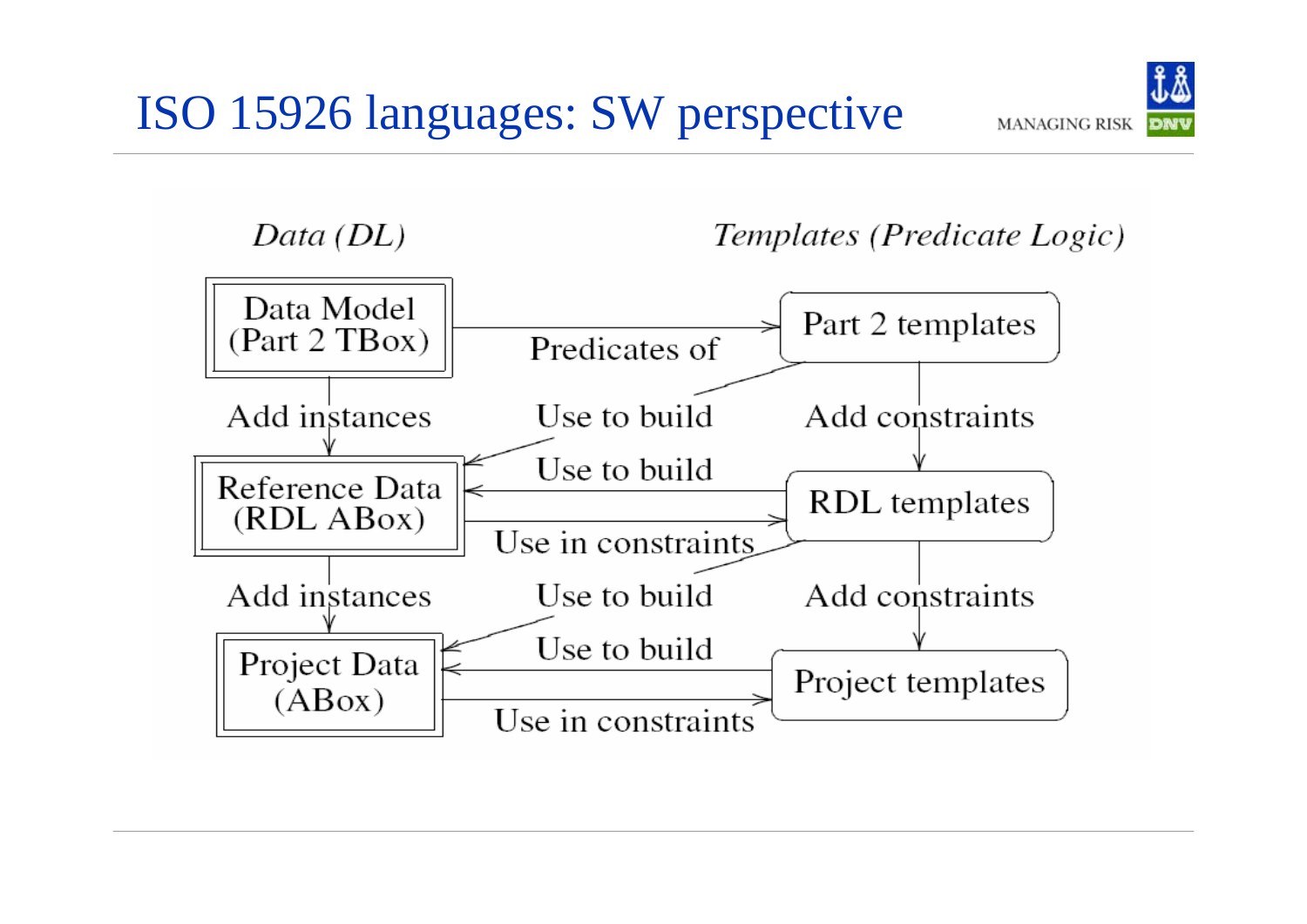# ISO 15926 languages: SW perspective

*Data (DL)*

*Templates (Predicate Logic)*

- Data Model (Part 2 TBox)
- Part 2 templates
- Reference Data (RDL ABox)
- RDL templates
- Project Data (ABox)
- Project templates

Predicates of

Add instances

Use to build

Add constraints

Use to build

Use in constraints

Add instances

Use to build

Add constraints

Use to build

Use in constraints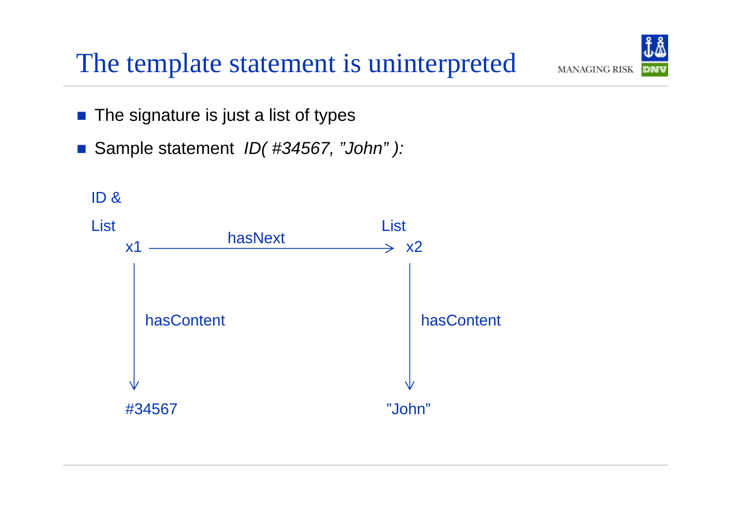# The template statement is uninterpreted

- The signature is just a list of types
- Sample statement *ID( #34567, "John" ):*

ID &

List

x1 —hasNext→ x2 (List)

x1 —hasContent→ #34567

x2 —hasContent→ "John"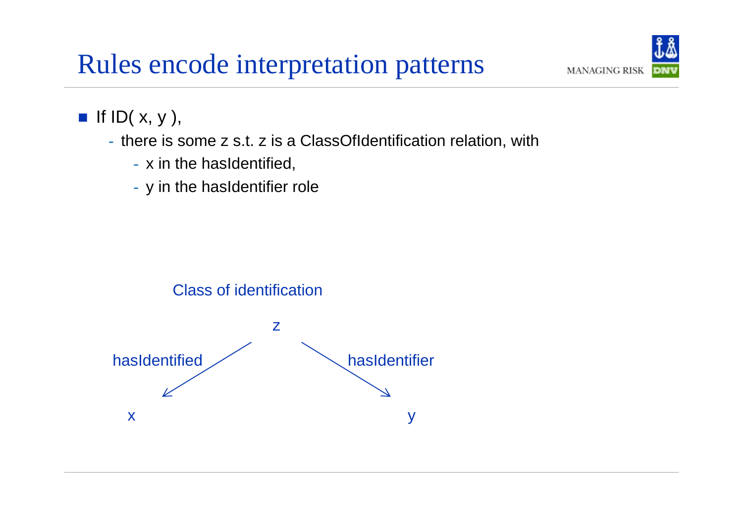# Rules encode interpretation patterns

- If ID( x, y ),
  - there is some z s.t. z is a ClassOfIdentification relation, with
    - x in the hasIdentified,
    - y in the hasIdentifier role

Class of identification

z

hasIdentified

hasIdentifier

x

y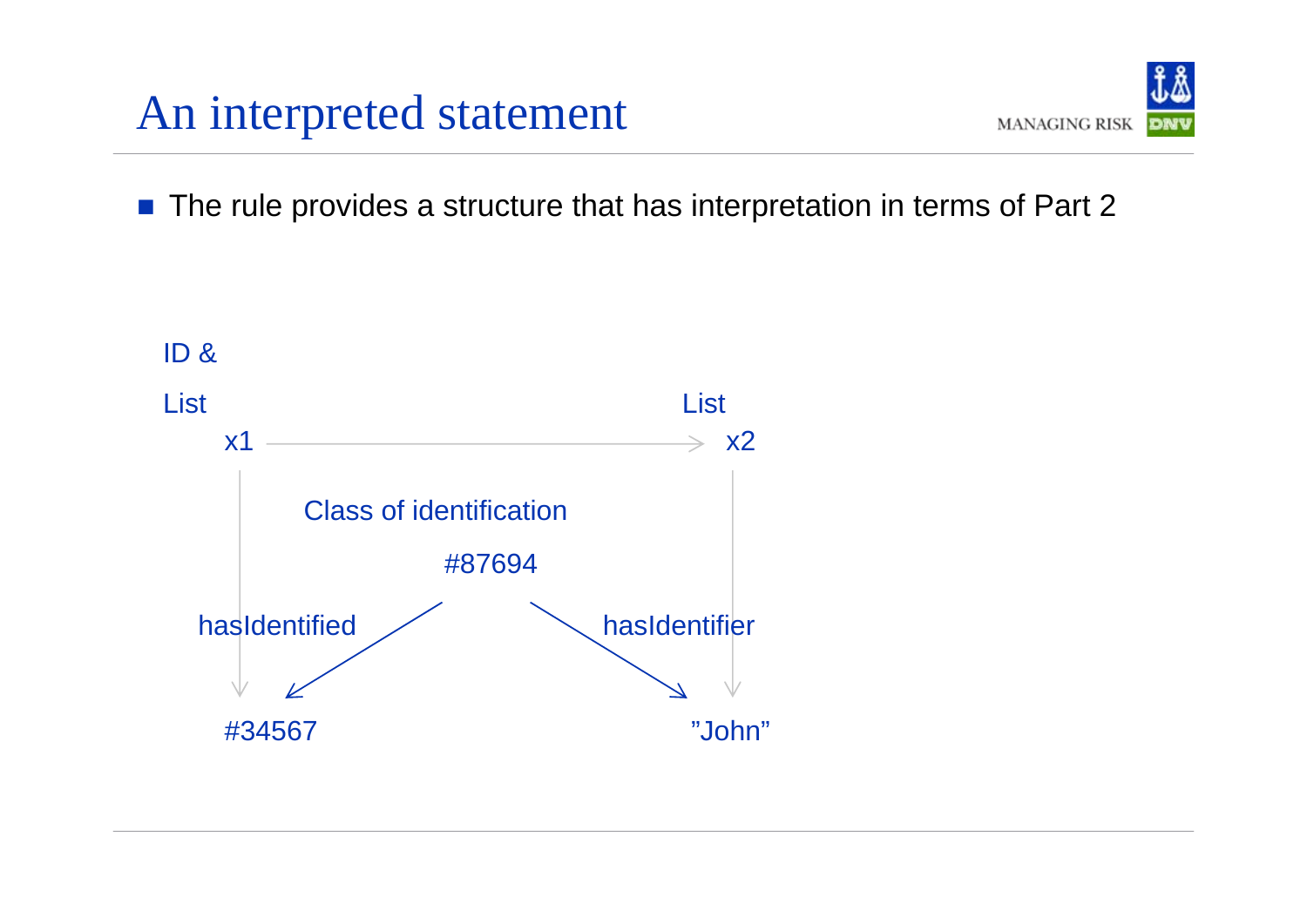# An interpreted statement

- The rule provides a structure that has interpretation in terms of Part 2

ID &

List

x1

List

x2

Class of identification

#87694

hasIdentified

hasIdentifier

#34567

”John”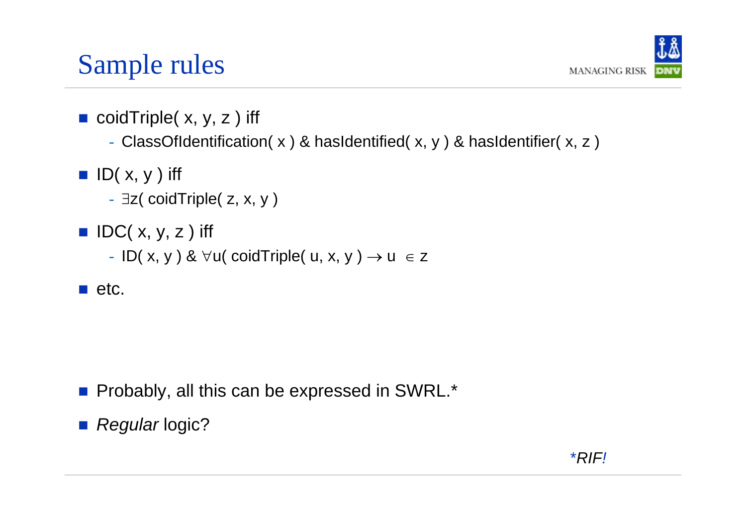# Sample rules

- coidTriple( x, y, z ) iff
  - ClassOfIdentification( x ) & hasIdentified( x, y ) & hasIdentifier( x, z )
- ID( x, y ) iff
  - $\exists$z( coidTriple( z, x, y )
- IDC( x, y, z ) iff
  - ID( x, y ) & $\forall$u( coidTriple( u, x, y ) $\rightarrow$ u $\in$ z
- etc.

- Probably, all this can be expressed in SWRL.*
- *Regular* logic?

**RIF!*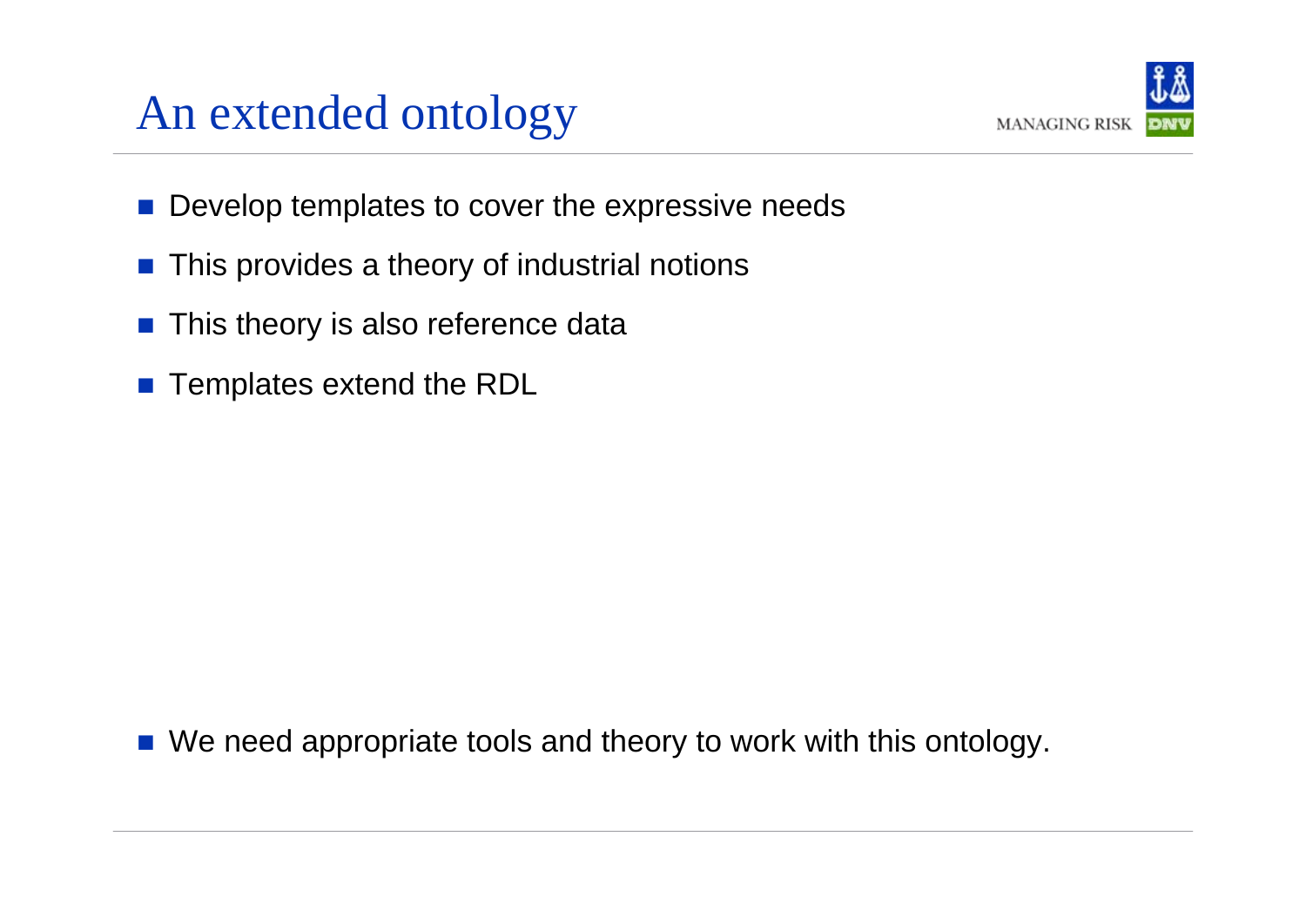# An extended ontology

- Develop templates to cover the expressive needs
- This provides a theory of industrial notions
- This theory is also reference data
- Templates extend the RDL

- We need appropriate tools and theory to work with this ontology.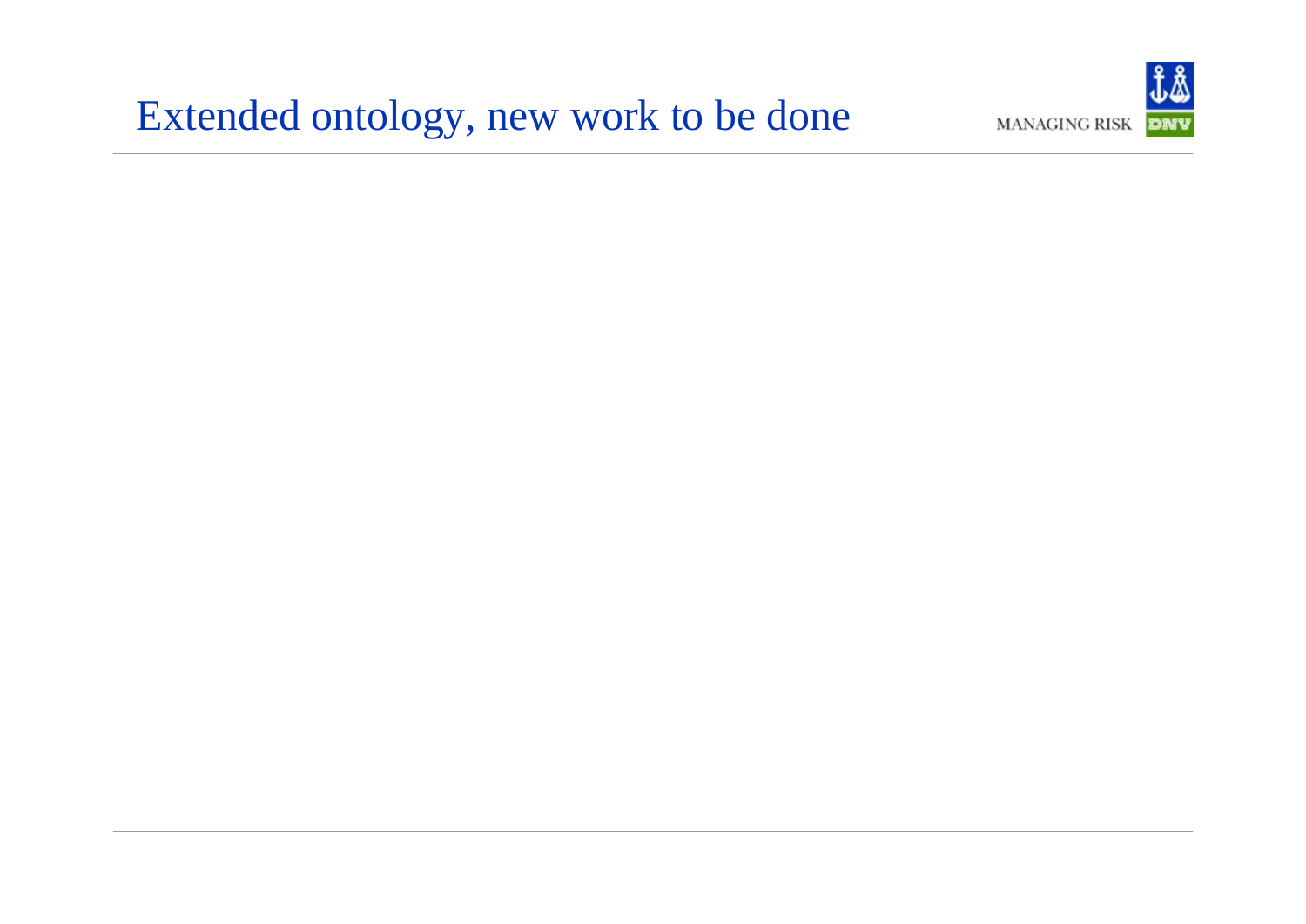# Extended ontology, new work to be done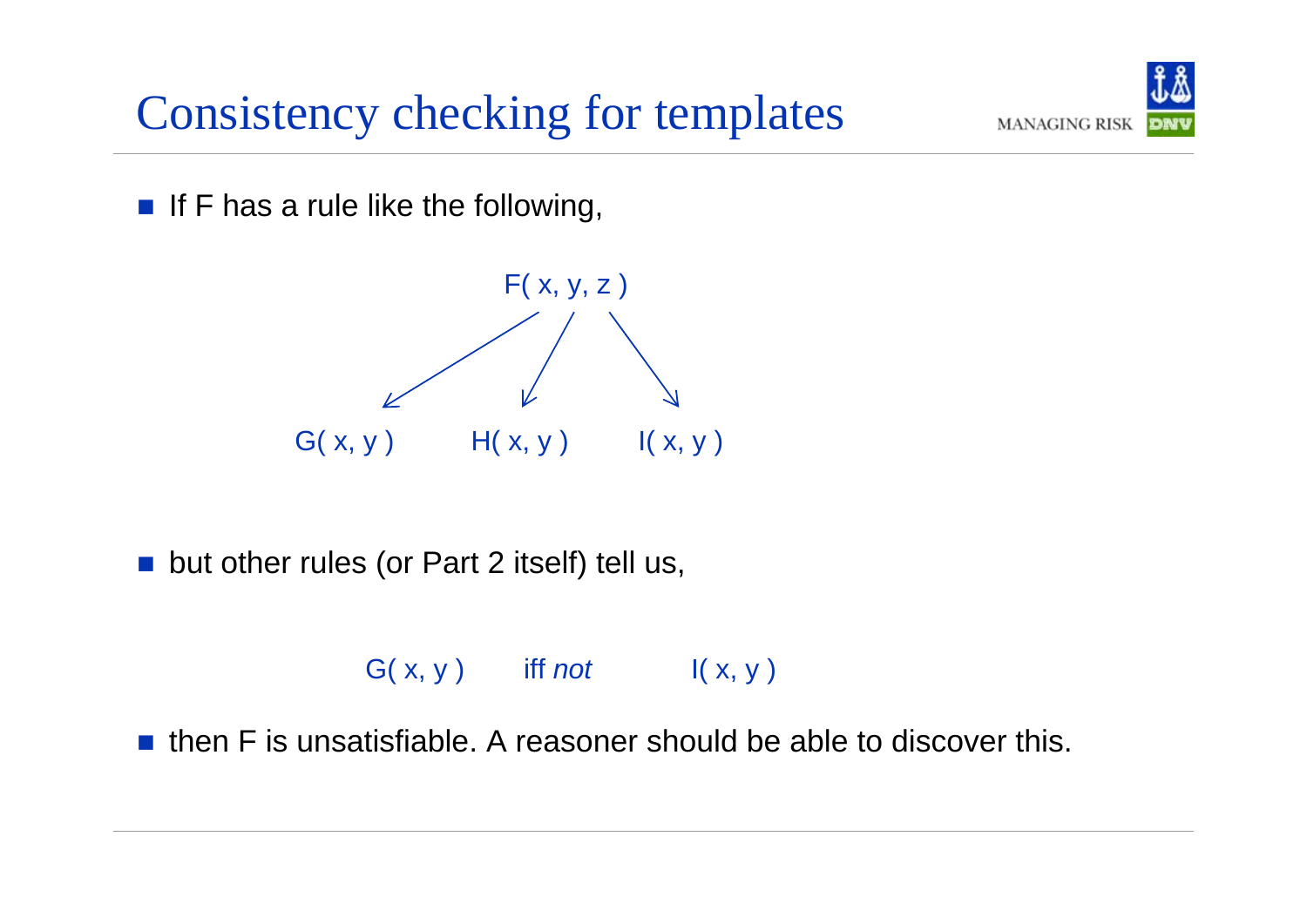# Consistency checking for templates

- If F has a rule like the following,

F( x, y, z ) → G( x, y ), H( x, y ), I( x, y )

- but other rules (or Part 2 itself) tell us,

G( x, y ) iff *not* I( x, y )

- then F is unsatisfiable. A reasoner should be able to discover this.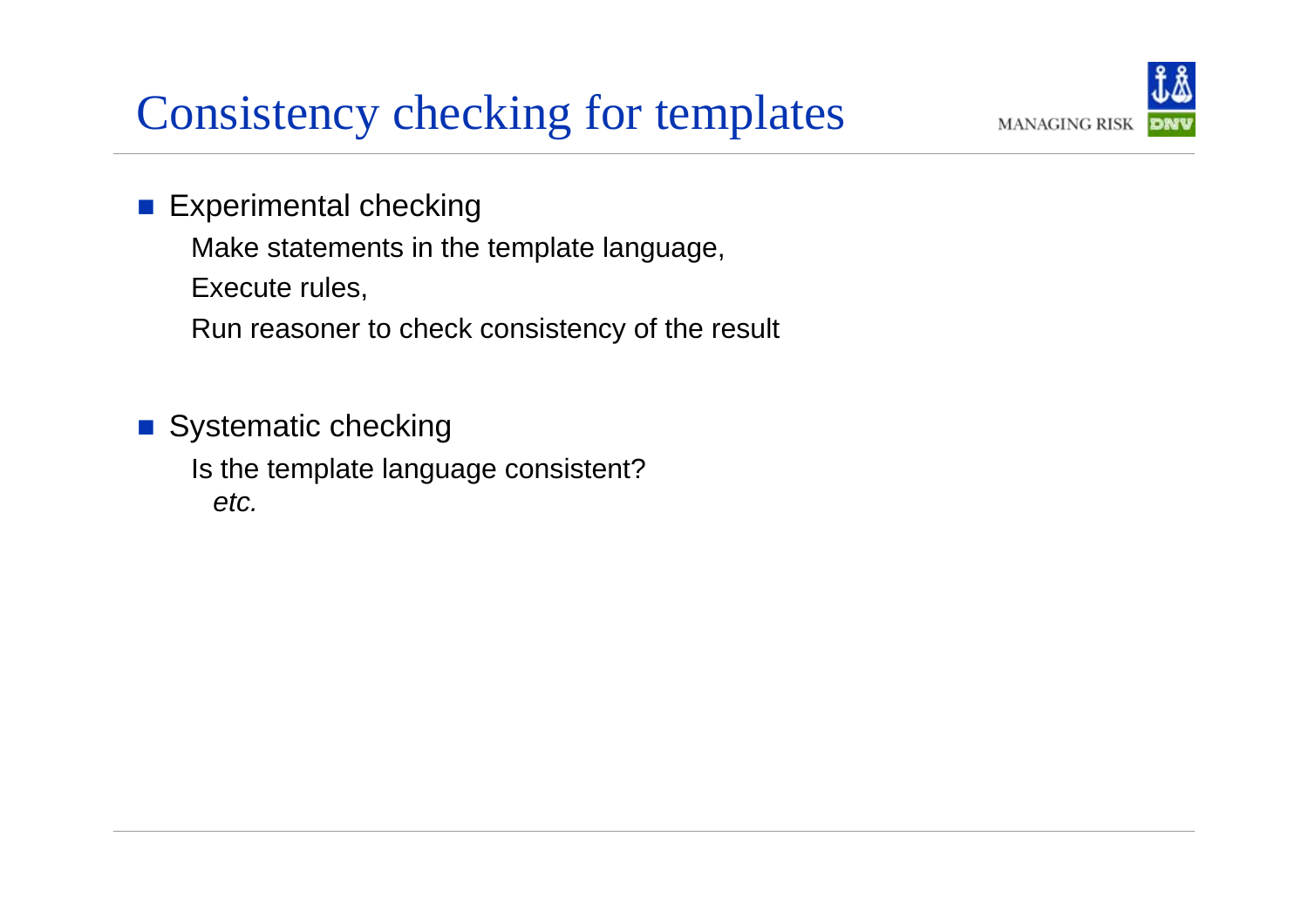# Consistency checking for templates

- Experimental checking

  Make statements in the template language,

  Execute rules,

  Run reasoner to check consistency of the result

- Systematic checking

  Is the template language consistent?

  *etc.*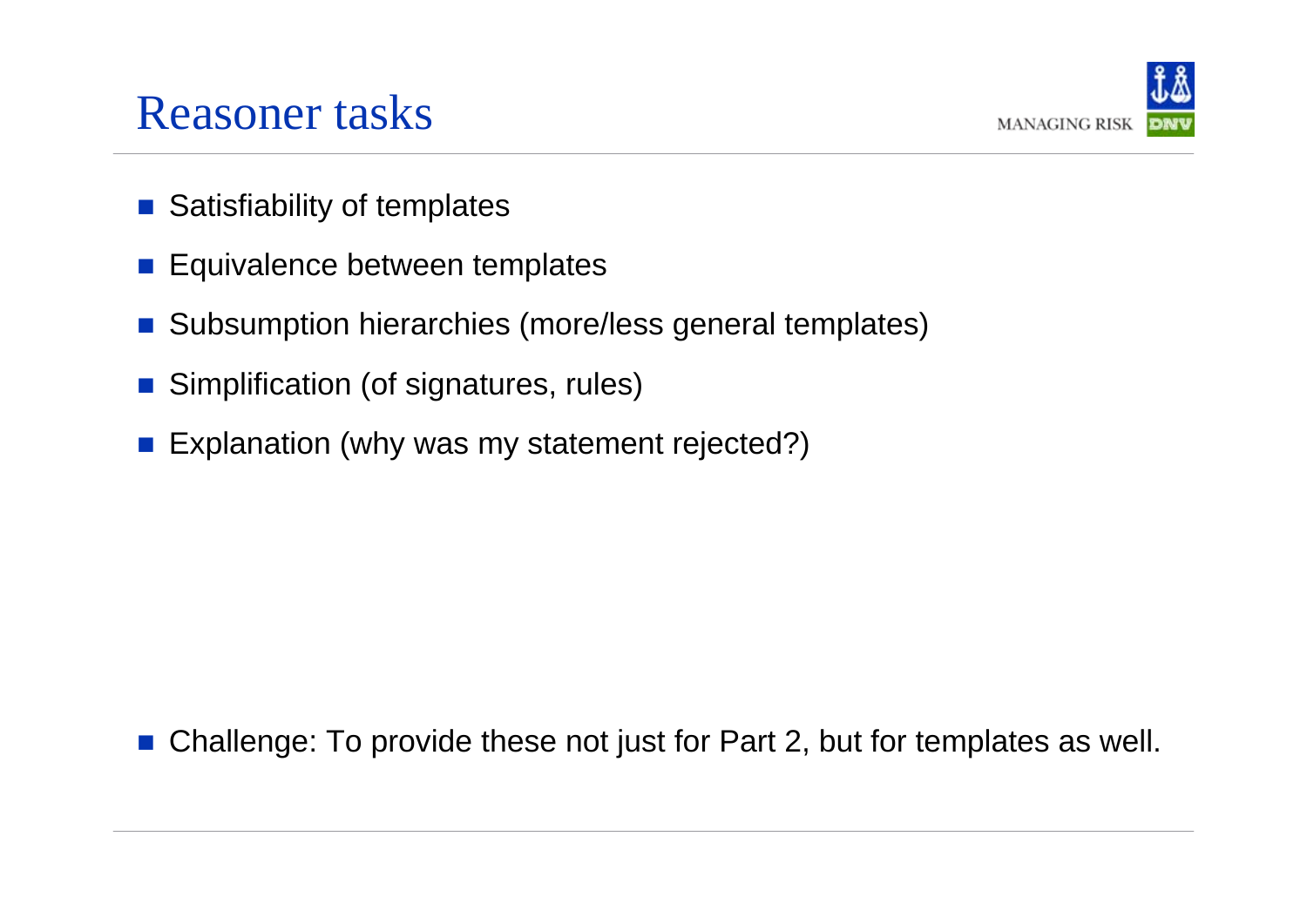# Reasoner tasks

- Satisfiability of templates
- Equivalence between templates
- Subsumption hierarchies (more/less general templates)
- Simplification (of signatures, rules)
- Explanation (why was my statement rejected?)

- Challenge: To provide these not just for Part 2, but for templates as well.